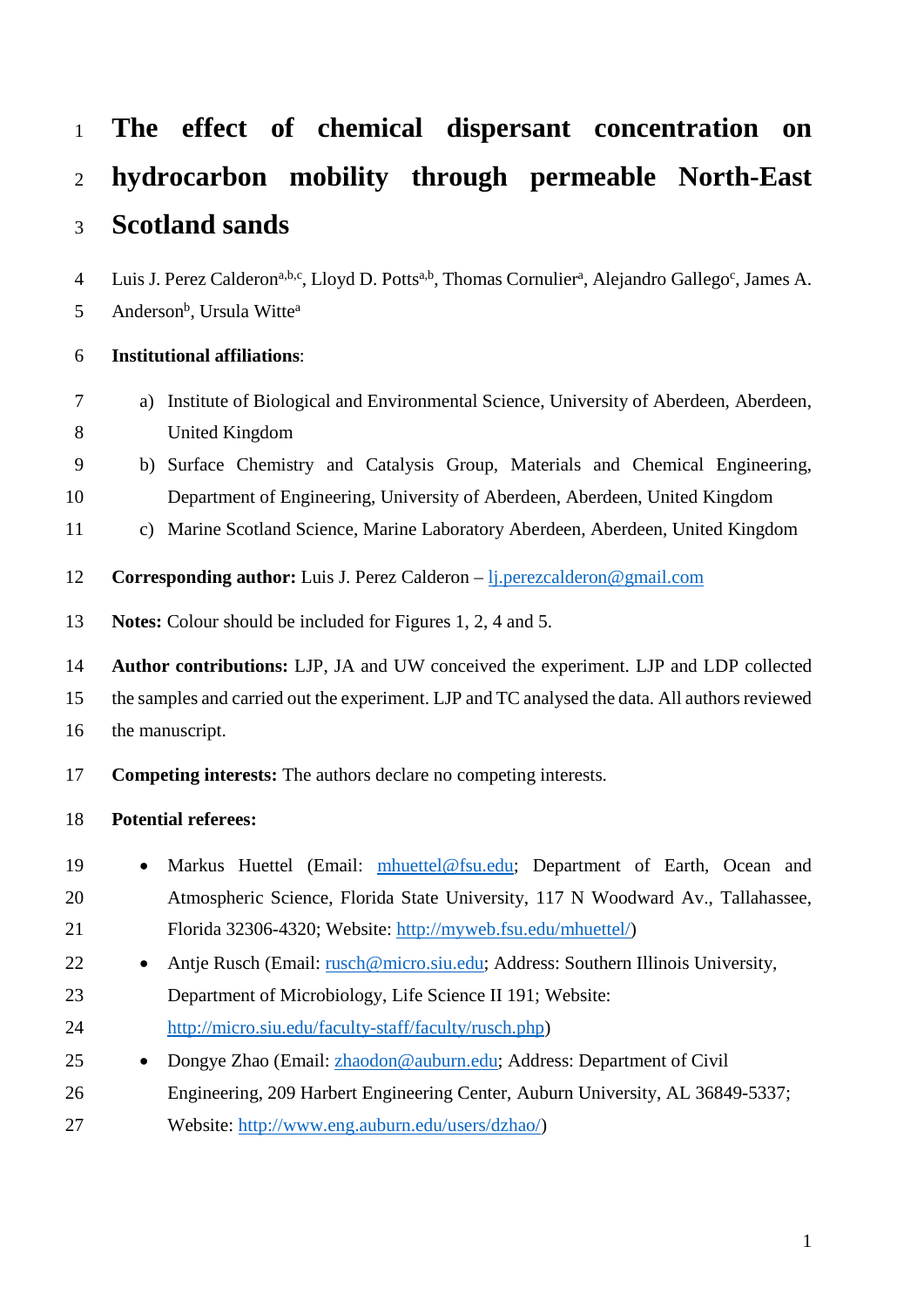# The effect of chemical dispersant concentration on hydrocarbon mobility through permeable North-East Scotland sands

Luis J. Perez Calderon[a,b,c], Lloyd D. Potts[a,b], Thomas Cornulier[a], Alejandro Gallego[c], James A. Anderson[b], Ursula Witte[a]

**Institutional affiliations**:

a) Institute of Biological and Environmental Science, University of Aberdeen, Aberdeen, United Kingdom
b) Surface Chemistry and Catalysis Group, Materials and Chemical Engineering, Department of Engineering, University of Aberdeen, Aberdeen, United Kingdom
c) Marine Scotland Science, Marine Laboratory Aberdeen, Aberdeen, United Kingdom

**Corresponding author:** Luis J. Perez Calderon – lj.perezcalderon@gmail.com

**Notes:** Colour should be included for Figures 1, 2, 4 and 5.

**Author contributions:** LJP, JA and UW conceived the experiment. LJP and LDP collected the samples and carried out the experiment. LJP and TC analysed the data. All authors reviewed the manuscript.

**Competing interests:** The authors declare no competing interests.

**Potential referees:**

- Markus Huettel (Email: mhuettel@fsu.edu; Department of Earth, Ocean and Atmospheric Science, Florida State University, 117 N Woodward Av., Tallahassee, Florida 32306-4320; Website: http://myweb.fsu.edu/mhuettel/)
- Antje Rusch (Email: rusch@micro.siu.edu; Address: Southern Illinois University, Department of Microbiology, Life Science II 191; Website: http://micro.siu.edu/faculty-staff/faculty/rusch.php)
- Dongye Zhao (Email: zhaodon@auburn.edu; Address: Department of Civil Engineering, 209 Harbert Engineering Center, Auburn University, AL 36849-5337; Website: http://www.eng.auburn.edu/users/dzhao/)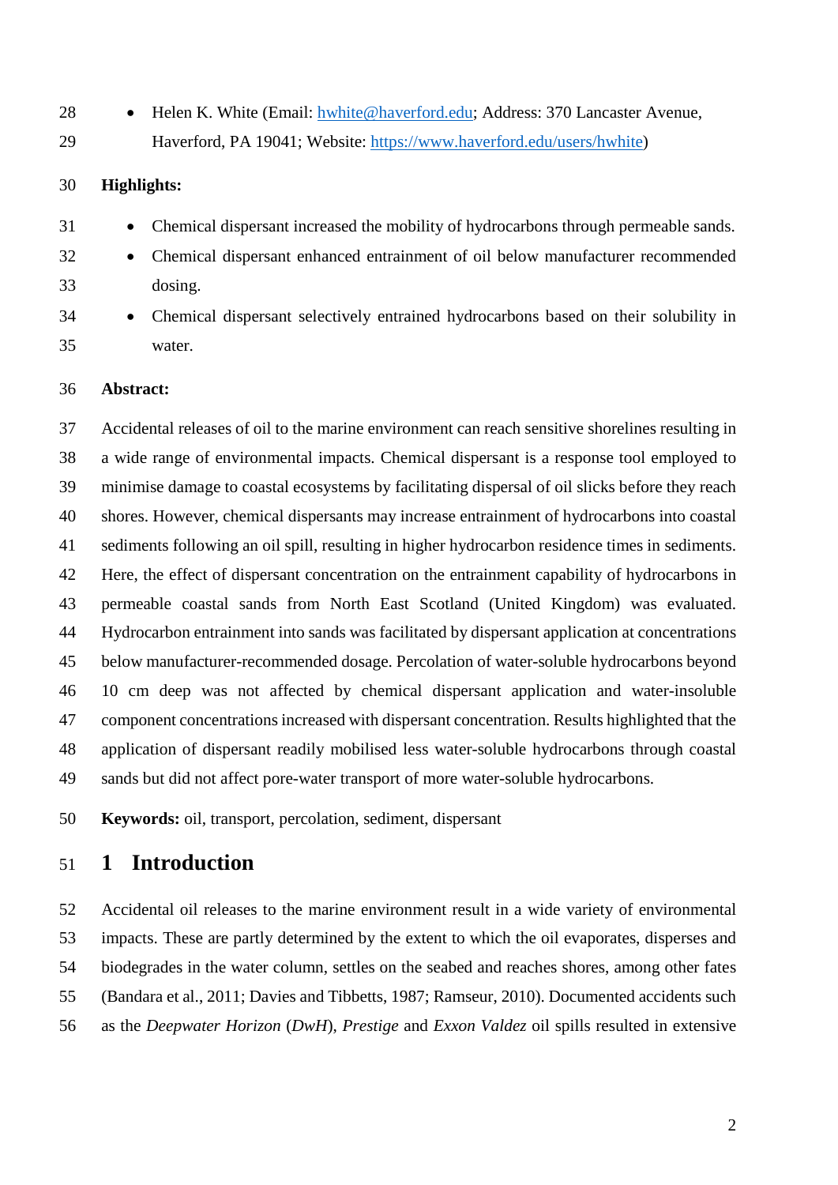- Helen K. White (Email: hwhite@haverford.edu; Address: 370 Lancaster Avenue, Haverford, PA 19041; Website: https://www.haverford.edu/users/hwhite)

**Highlights:**

- Chemical dispersant increased the mobility of hydrocarbons through permeable sands.
- Chemical dispersant enhanced entrainment of oil below manufacturer recommended dosing.
- Chemical dispersant selectively entrained hydrocarbons based on their solubility in water.

**Abstract:**

Accidental releases of oil to the marine environment can reach sensitive shorelines resulting in a wide range of environmental impacts. Chemical dispersant is a response tool employed to minimise damage to coastal ecosystems by facilitating dispersal of oil slicks before they reach shores. However, chemical dispersants may increase entrainment of hydrocarbons into coastal sediments following an oil spill, resulting in higher hydrocarbon residence times in sediments. Here, the effect of dispersant concentration on the entrainment capability of hydrocarbons in permeable coastal sands from North East Scotland (United Kingdom) was evaluated. Hydrocarbon entrainment into sands was facilitated by dispersant application at concentrations below manufacturer-recommended dosage. Percolation of water-soluble hydrocarbons beyond 10 cm deep was not affected by chemical dispersant application and water-insoluble component concentrations increased with dispersant concentration. Results highlighted that the application of dispersant readily mobilised less water-soluble hydrocarbons through coastal sands but did not affect pore-water transport of more water-soluble hydrocarbons.

**Keywords:** oil, transport, percolation, sediment, dispersant

# 1 Introduction

Accidental oil releases to the marine environment result in a wide variety of environmental impacts. These are partly determined by the extent to which the oil evaporates, disperses and biodegrades in the water column, settles on the seabed and reaches shores, among other fates (Bandara et al., 2011; Davies and Tibbetts, 1987; Ramseur, 2010). Documented accidents such as the *Deepwater Horizon* (*DwH*), *Prestige* and *Exxon Valdez* oil spills resulted in extensive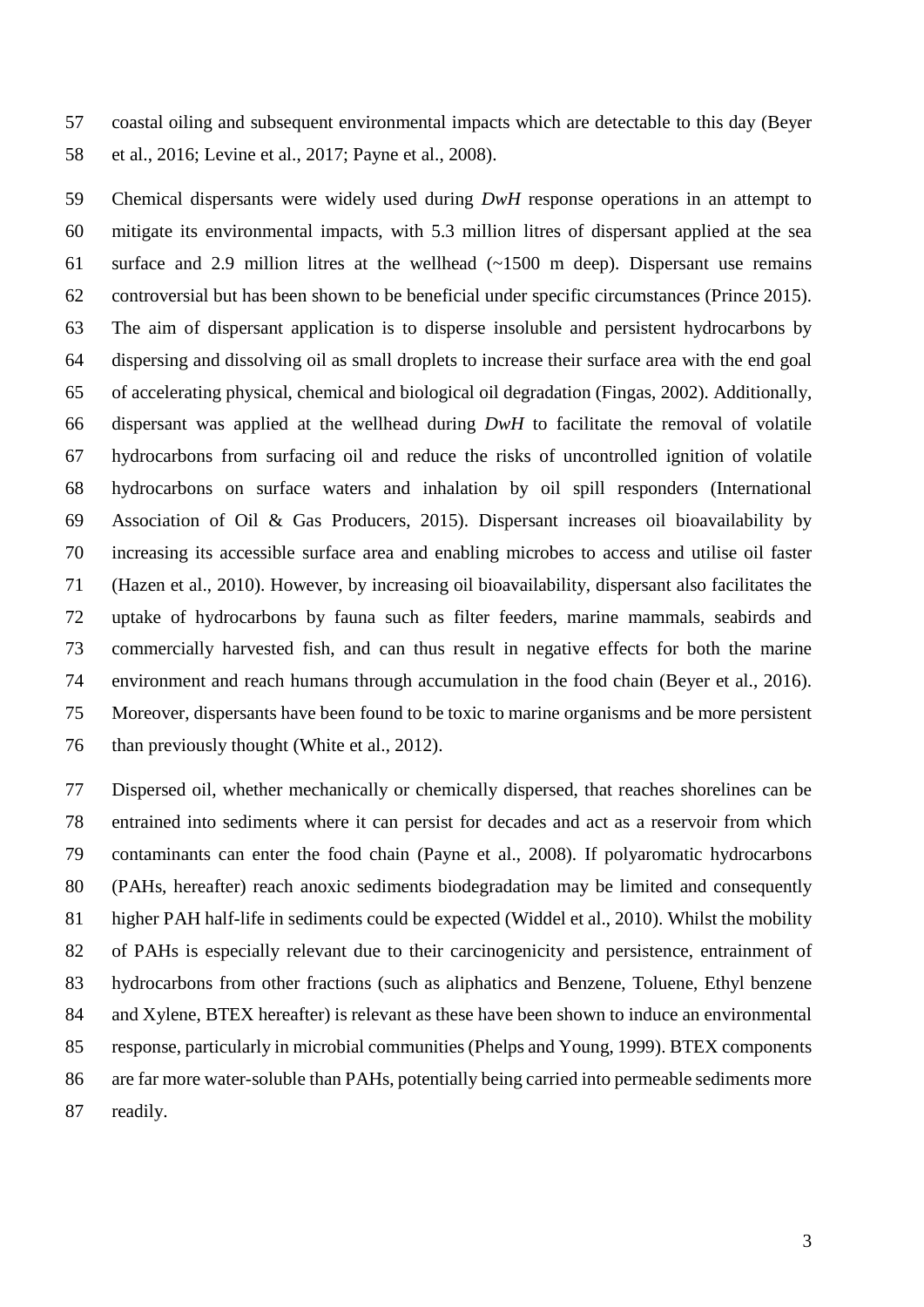coastal oiling and subsequent environmental impacts which are detectable to this day (Beyer et al., 2016; Levine et al., 2017; Payne et al., 2008).

Chemical dispersants were widely used during *DwH* response operations in an attempt to mitigate its environmental impacts, with 5.3 million litres of dispersant applied at the sea surface and 2.9 million litres at the wellhead (~1500 m deep). Dispersant use remains controversial but has been shown to be beneficial under specific circumstances (Prince 2015). The aim of dispersant application is to disperse insoluble and persistent hydrocarbons by dispersing and dissolving oil as small droplets to increase their surface area with the end goal of accelerating physical, chemical and biological oil degradation (Fingas, 2002). Additionally, dispersant was applied at the wellhead during *DwH* to facilitate the removal of volatile hydrocarbons from surfacing oil and reduce the risks of uncontrolled ignition of volatile hydrocarbons on surface waters and inhalation by oil spill responders (International Association of Oil & Gas Producers, 2015). Dispersant increases oil bioavailability by increasing its accessible surface area and enabling microbes to access and utilise oil faster (Hazen et al., 2010). However, by increasing oil bioavailability, dispersant also facilitates the uptake of hydrocarbons by fauna such as filter feeders, marine mammals, seabirds and commercially harvested fish, and can thus result in negative effects for both the marine environment and reach humans through accumulation in the food chain (Beyer et al., 2016). Moreover, dispersants have been found to be toxic to marine organisms and be more persistent than previously thought (White et al., 2012).

Dispersed oil, whether mechanically or chemically dispersed, that reaches shorelines can be entrained into sediments where it can persist for decades and act as a reservoir from which contaminants can enter the food chain (Payne et al., 2008). If polyaromatic hydrocarbons (PAHs, hereafter) reach anoxic sediments biodegradation may be limited and consequently higher PAH half-life in sediments could be expected (Widdel et al., 2010). Whilst the mobility of PAHs is especially relevant due to their carcinogenicity and persistence, entrainment of hydrocarbons from other fractions (such as aliphatics and Benzene, Toluene, Ethyl benzene and Xylene, BTEX hereafter) is relevant as these have been shown to induce an environmental response, particularly in microbial communities (Phelps and Young, 1999). BTEX components are far more water-soluble than PAHs, potentially being carried into permeable sediments more readily.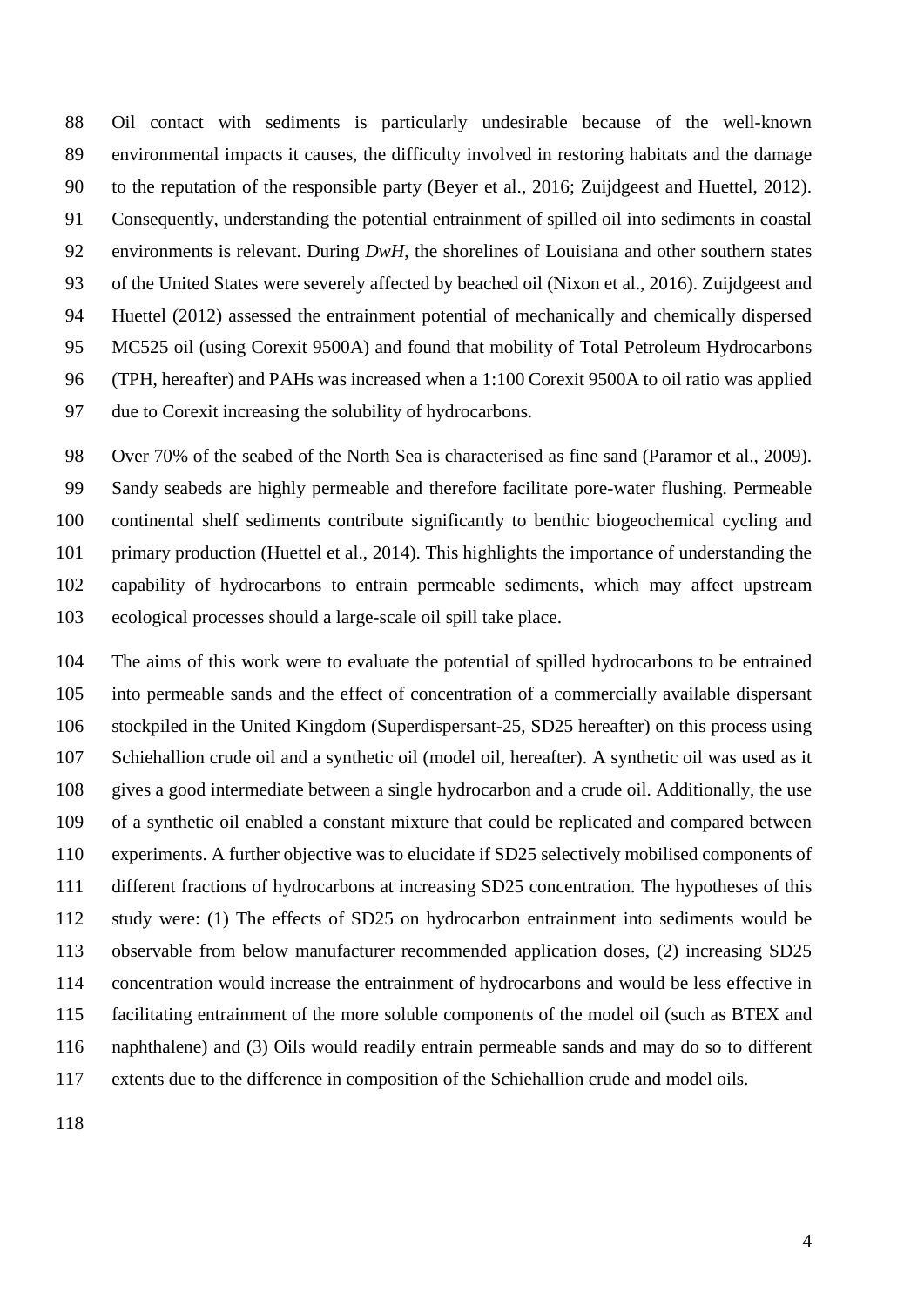Oil contact with sediments is particularly undesirable because of the well-known environmental impacts it causes, the difficulty involved in restoring habitats and the damage to the reputation of the responsible party (Beyer et al., 2016; Zuijdgeest and Huettel, 2012). Consequently, understanding the potential entrainment of spilled oil into sediments in coastal environments is relevant. During *DwH*, the shorelines of Louisiana and other southern states of the United States were severely affected by beached oil (Nixon et al., 2016). Zuijdgeest and Huettel (2012) assessed the entrainment potential of mechanically and chemically dispersed MC525 oil (using Corexit 9500A) and found that mobility of Total Petroleum Hydrocarbons (TPH, hereafter) and PAHs was increased when a 1:100 Corexit 9500A to oil ratio was applied due to Corexit increasing the solubility of hydrocarbons.

Over 70% of the seabed of the North Sea is characterised as fine sand (Paramor et al., 2009). Sandy seabeds are highly permeable and therefore facilitate pore-water flushing. Permeable continental shelf sediments contribute significantly to benthic biogeochemical cycling and primary production (Huettel et al., 2014). This highlights the importance of understanding the capability of hydrocarbons to entrain permeable sediments, which may affect upstream ecological processes should a large-scale oil spill take place.

The aims of this work were to evaluate the potential of spilled hydrocarbons to be entrained into permeable sands and the effect of concentration of a commercially available dispersant stockpiled in the United Kingdom (Superdispersant-25, SD25 hereafter) on this process using Schiehallion crude oil and a synthetic oil (model oil, hereafter). A synthetic oil was used as it gives a good intermediate between a single hydrocarbon and a crude oil. Additionally, the use of a synthetic oil enabled a constant mixture that could be replicated and compared between experiments. A further objective was to elucidate if SD25 selectively mobilised components of different fractions of hydrocarbons at increasing SD25 concentration. The hypotheses of this study were: (1) The effects of SD25 on hydrocarbon entrainment into sediments would be observable from below manufacturer recommended application doses, (2) increasing SD25 concentration would increase the entrainment of hydrocarbons and would be less effective in facilitating entrainment of the more soluble components of the model oil (such as BTEX and naphthalene) and (3) Oils would readily entrain permeable sands and may do so to different extents due to the difference in composition of the Schiehallion crude and model oils.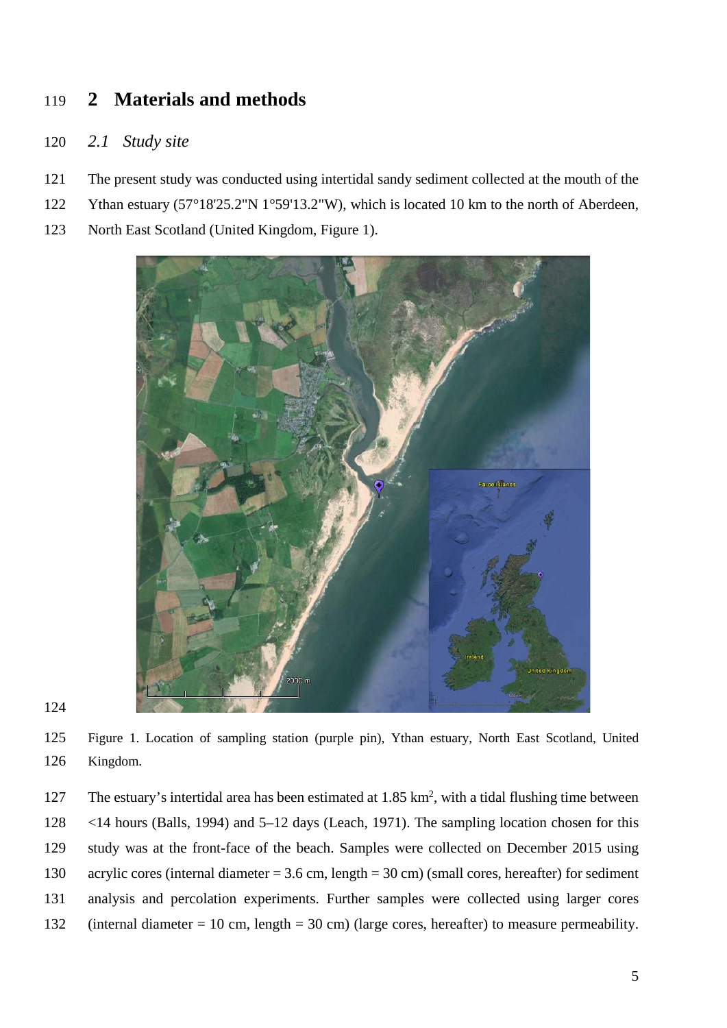# 2 Materials and methods

## *2.1 Study site*

The present study was conducted using intertidal sandy sediment collected at the mouth of the Ythan estuary (57°18'25.2"N 1°59'13.2"W), which is located 10 km to the north of Aberdeen, North East Scotland (United Kingdom, Figure 1).

Figure 1. Location of sampling station (purple pin), Ythan estuary, North East Scotland, United Kingdom.

The estuary's intertidal area has been estimated at 1.85 km$^2$, with a tidal flushing time between <14 hours (Balls, 1994) and 5–12 days (Leach, 1971). The sampling location chosen for this study was at the front-face of the beach. Samples were collected on December 2015 using acrylic cores (internal diameter = 3.6 cm, length = 30 cm) (small cores, hereafter) for sediment analysis and percolation experiments. Further samples were collected using larger cores (internal diameter = 10 cm, length = 30 cm) (large cores, hereafter) to measure permeability.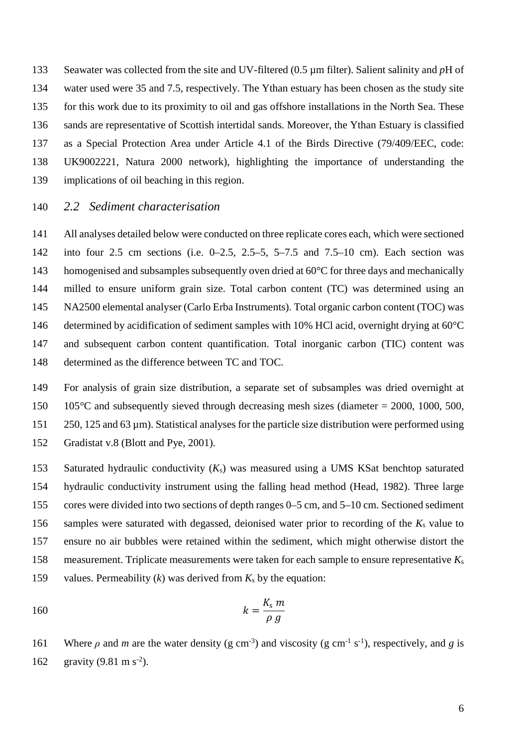Seawater was collected from the site and UV-filtered (0.5 µm filter). Salient salinity and *p*H of water used were 35 and 7.5, respectively. The Ythan estuary has been chosen as the study site for this work due to its proximity to oil and gas offshore installations in the North Sea. These sands are representative of Scottish intertidal sands. Moreover, the Ythan Estuary is classified as a Special Protection Area under Article 4.1 of the Birds Directive (79/409/EEC, code: UK9002221, Natura 2000 network), highlighting the importance of understanding the implications of oil beaching in this region.

### *2.2 Sediment characterisation*

All analyses detailed below were conducted on three replicate cores each, which were sectioned into four 2.5 cm sections (i.e. 0–2.5, 2.5–5, 5–7.5 and 7.5–10 cm). Each section was homogenised and subsamples subsequently oven dried at 60°C for three days and mechanically milled to ensure uniform grain size. Total carbon content (TC) was determined using an NA2500 elemental analyser (Carlo Erba Instruments). Total organic carbon content (TOC) was determined by acidification of sediment samples with 10% HCl acid, overnight drying at 60°C and subsequent carbon content quantification. Total inorganic carbon (TIC) content was determined as the difference between TC and TOC.

For analysis of grain size distribution, a separate set of subsamples was dried overnight at 105°C and subsequently sieved through decreasing mesh sizes (diameter = 2000, 1000, 500, 250, 125 and 63 µm). Statistical analyses for the particle size distribution were performed using Gradistat v.8 (Blott and Pye, 2001).

Saturated hydraulic conductivity ($K_s$) was measured using a UMS KSat benchtop saturated hydraulic conductivity instrument using the falling head method (Head, 1982). Three large cores were divided into two sections of depth ranges 0–5 cm, and 5–10 cm. Sectioned sediment samples were saturated with degassed, deionised water prior to recording of the $K_s$ value to ensure no air bubbles were retained within the sediment, which might otherwise distort the measurement. Triplicate measurements were taken for each sample to ensure representative $K_s$ values. Permeability ($k$) was derived from $K_s$ by the equation:

$$k = \frac{K_s\ m}{\rho\ g}$$

Where $\rho$ and $m$ are the water density (g cm$^{-3}$) and viscosity (g cm$^{-1}$ s$^{-1}$), respectively, and $g$ is gravity (9.81 m s$^{-2}$).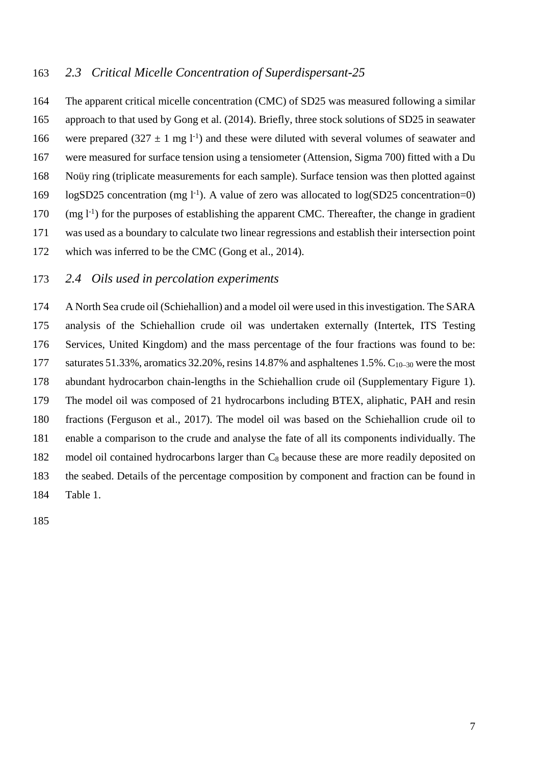### *2.3 Critical Micelle Concentration of Superdispersant-25*

The apparent critical micelle concentration (CMC) of SD25 was measured following a similar approach to that used by Gong et al. (2014). Briefly, three stock solutions of SD25 in seawater were prepared ($327 \pm 1$ mg $l^{-1}$) and these were diluted with several volumes of seawater and were measured for surface tension using a tensiometer (Attension, Sigma 700) fitted with a Du Noüy ring (triplicate measurements for each sample). Surface tension was then plotted against logSD25 concentration (mg $l^{-1}$). A value of zero was allocated to log(SD25 concentration=0) (mg $l^{-1}$) for the purposes of establishing the apparent CMC. Thereafter, the change in gradient was used as a boundary to calculate two linear regressions and establish their intersection point which was inferred to be the CMC (Gong et al., 2014).

### *2.4 Oils used in percolation experiments*

A North Sea crude oil (Schiehallion) and a model oil were used in this investigation. The SARA analysis of the Schiehallion crude oil was undertaken externally (Intertek, ITS Testing Services, United Kingdom) and the mass percentage of the four fractions was found to be: saturates 51.33%, aromatics 32.20%, resins 14.87% and asphaltenes 1.5%. $C_{10–30}$ were the most abundant hydrocarbon chain-lengths in the Schiehallion crude oil (Supplementary Figure 1). The model oil was composed of 21 hydrocarbons including BTEX, aliphatic, PAH and resin fractions (Ferguson et al., 2017). The model oil was based on the Schiehallion crude oil to enable a comparison to the crude and analyse the fate of all its components individually. The model oil contained hydrocarbons larger than $C_8$ because these are more readily deposited on the seabed. Details of the percentage composition by component and fraction can be found in Table 1.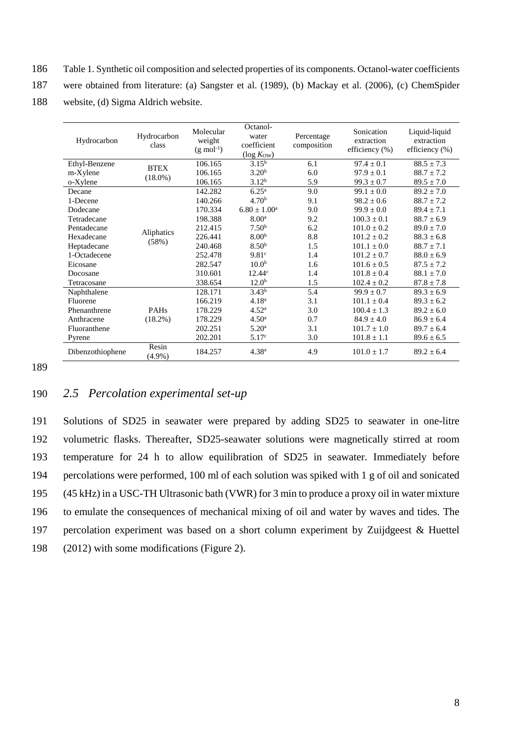Table 1. Synthetic oil composition and selected properties of its components. Octanol-water coefficients were obtained from literature: (a) Sangster et al. (1989), (b) Mackay et al. (2006), (c) ChemSpider website, (d) Sigma Aldrich website.

| Hydrocarbon | Hydrocarbon class | Molecular weight ($g\ mol^{-1}$) | Octanol-water coefficient ($\log K_{OW}$) | Percentage composition | Sonication extraction efficiency (%) | Liquid-liquid extraction efficiency (%) |
|---|---|---|---|---|---|---|
| Ethyl-Benzene | BTEX (18.0%) | 106.165 | 3.15[b] | 6.1 | 97.4 ± 0.1 | 88.5 ± 7.3 |
| m-Xylene | | 106.165 | 3.20[b] | 6.0 | 97.9 ± 0.1 | 88.7 ± 7.2 |
| o-Xylene | | 106.165 | 3.12[b] | 5.9 | 99.3 ± 0.7 | 89.5 ± 7.0 |
| Decane | Aliphatics (58%) | 142.282 | 6.25[a] | 9.0 | 99.1 ± 0.0 | 89.2 ± 7.0 |
| 1-Decene | | 140.266 | 4.70[b] | 9.1 | 98.2 ± 0.6 | 88.7 ± 7.2 |
| Dodecane | | 170.334 | 6.80 ± 1.00[a] | 9.0 | 99.9 ± 0.0 | 89.4 ± 7.1 |
| Tetradecane | | 198.388 | 8.00[a] | 9.2 | 100.3 ± 0.1 | 88.7 ± 6.9 |
| Pentadecane | | 212.415 | 7.50[b] | 6.2 | 101.0 ± 0.2 | 89.0 ± 7.0 |
| Hexadecane | | 226.441 | 8.00[b] | 8.8 | 101.2 ± 0.2 | 88.3 ± 6.8 |
| Heptadecane | | 240.468 | 8.50[b] | 1.5 | 101.1 ± 0.0 | 88.7 ± 7.1 |
| 1-Octadecene | | 252.478 | 9.81[c] | 1.4 | 101.2 ± 0.7 | 88.0 ± 6.9 |
| Eicosane | | 282.547 | 10.0[b] | 1.6 | 101.6 ± 0.5 | 87.5 ± 7.2 |
| Docosane | | 310.601 | 12.44[c] | 1.4 | 101.8 ± 0.4 | 88.1 ± 7.0 |
| Tetracosane | | 338.654 | 12.0[b] | 1.5 | 102.4 ± 0.2 | 87.8 ± 7.8 |
| Naphthalene | PAHs (18.2%) | 128.171 | 3.43[b] | 5.4 | 99.9 ± 0.7 | 89.3 ± 6.9 |
| Fluorene | | 166.219 | 4.18[a] | 3.1 | 101.1 ± 0.4 | 89.3 ± 6.2 |
| Phenanthrene | | 178.229 | 4.52[a] | 3.0 | 100.4 ± 1.3 | 89.2 ± 6.0 |
| Anthracene | | 178.229 | 4.50[a] | 0.7 | 84.9 ± 4.0 | 86.9 ± 6.4 |
| Fluoranthene | | 202.251 | 5.20[a] | 3.1 | 101.7 ± 1.0 | 89.7 ± 6.4 |
| Pyrene | | 202.201 | 5.17[c] | 3.0 | 101.8 ± 1.1 | 89.6 ± 6.5 |
| Dibenzothiophene | Resin (4.9%) | 184.257 | 4.38[a] | 4.9 | 101.0 ± 1.7 | 89.2 ± 6.4 |

## *2.5 Percolation experimental set-up*

Solutions of SD25 in seawater were prepared by adding SD25 to seawater in one-litre volumetric flasks. Thereafter, SD25-seawater solutions were magnetically stirred at room temperature for 24 h to allow equilibration of SD25 in seawater. Immediately before percolations were performed, 100 ml of each solution was spiked with 1 g of oil and sonicated (45 kHz) in a USC-TH Ultrasonic bath (VWR) for 3 min to produce a proxy oil in water mixture to emulate the consequences of mechanical mixing of oil and water by waves and tides. The percolation experiment was based on a short column experiment by Zuijdgeest & Huettel (2012) with some modifications (Figure 2).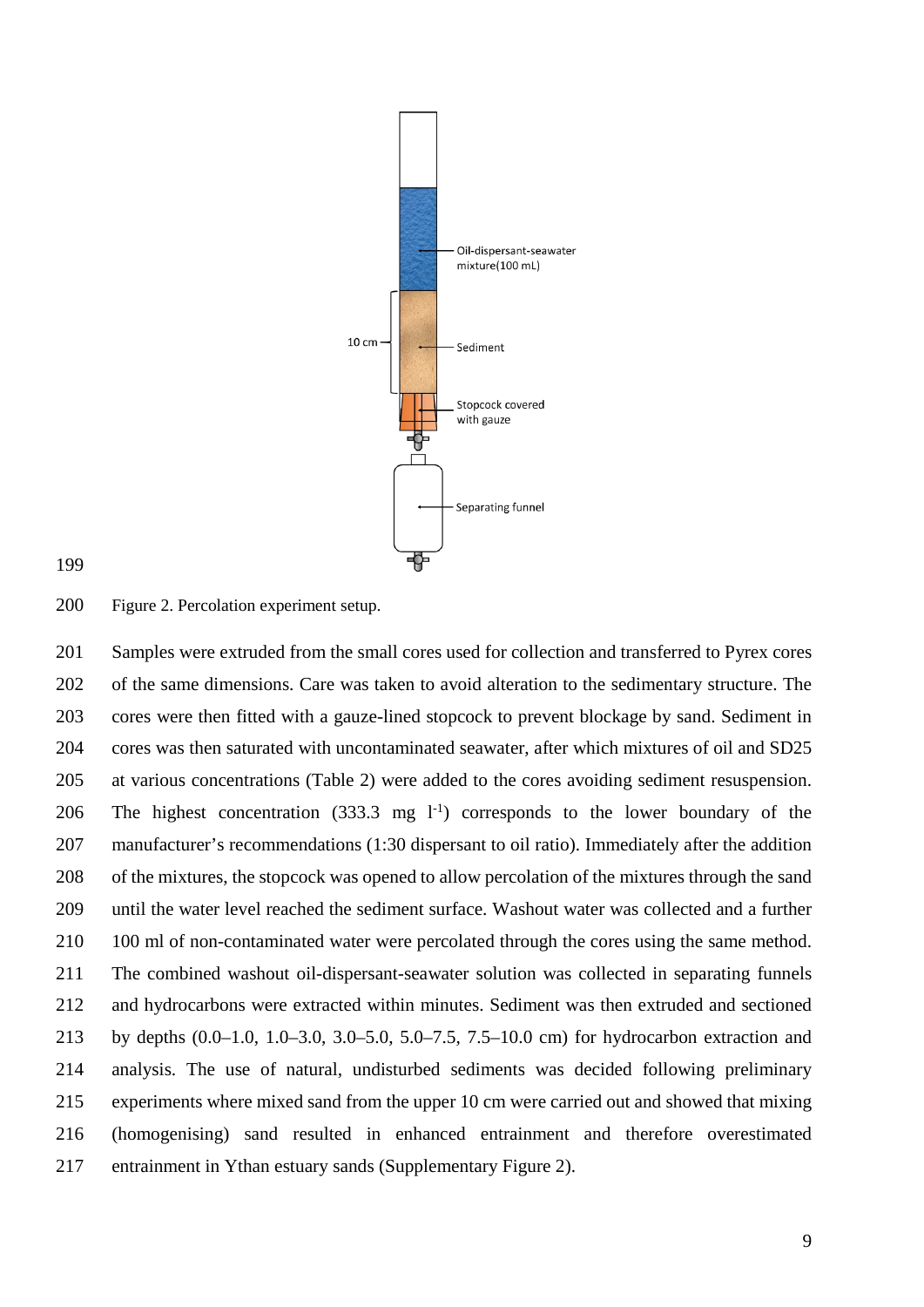Figure 2. Percolation experiment setup.

Samples were extruded from the small cores used for collection and transferred to Pyrex cores of the same dimensions. Care was taken to avoid alteration to the sedimentary structure. The cores were then fitted with a gauze-lined stopcock to prevent blockage by sand. Sediment in cores was then saturated with uncontaminated seawater, after which mixtures of oil and SD25 at various concentrations (Table 2) were added to the cores avoiding sediment resuspension. The highest concentration (333.3 mg $l^{-1}$) corresponds to the lower boundary of the manufacturer's recommendations (1:30 dispersant to oil ratio). Immediately after the addition of the mixtures, the stopcock was opened to allow percolation of the mixtures through the sand until the water level reached the sediment surface. Washout water was collected and a further 100 ml of non-contaminated water were percolated through the cores using the same method. The combined washout oil-dispersant-seawater solution was collected in separating funnels and hydrocarbons were extracted within minutes. Sediment was then extruded and sectioned by depths (0.0–1.0, 1.0–3.0, 3.0–5.0, 5.0–7.5, 7.5–10.0 cm) for hydrocarbon extraction and analysis. The use of natural, undisturbed sediments was decided following preliminary experiments where mixed sand from the upper 10 cm were carried out and showed that mixing (homogenising) sand resulted in enhanced entrainment and therefore overestimated entrainment in Ythan estuary sands (Supplementary Figure 2).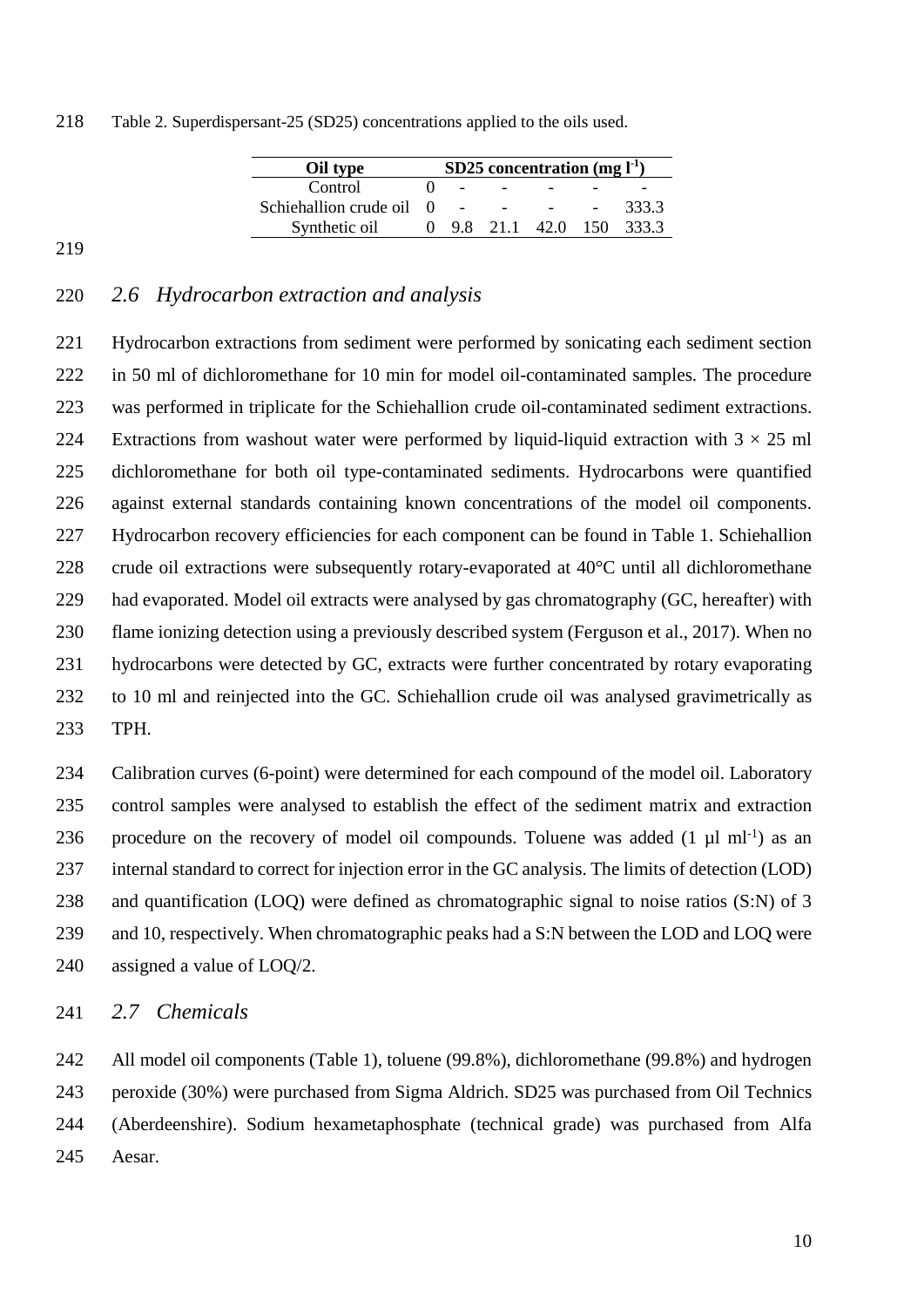Table 2. Superdispersant-25 (SD25) concentrations applied to the oils used.

| Oil type | SD25 concentration (mg $l^{-1}$) | | | | | |
|---|---|---|---|---|---|---|
| Control | 0 | - | - | - | - | - |
| Schiehallion crude oil | 0 | - | - | - | - | 333.3 |
| Synthetic oil | 0 | 9.8 | 21.1 | 42.0 | 150 | 333.3 |

## *2.6 Hydrocarbon extraction and analysis*

Hydrocarbon extractions from sediment were performed by sonicating each sediment section in 50 ml of dichloromethane for 10 min for model oil-contaminated samples. The procedure was performed in triplicate for the Schiehallion crude oil-contaminated sediment extractions. Extractions from washout water were performed by liquid-liquid extraction with $3 \times 25$ ml dichloromethane for both oil type-contaminated sediments. Hydrocarbons were quantified against external standards containing known concentrations of the model oil components. Hydrocarbon recovery efficiencies for each component can be found in Table 1. Schiehallion crude oil extractions were subsequently rotary-evaporated at 40°C until all dichloromethane had evaporated. Model oil extracts were analysed by gas chromatography (GC, hereafter) with flame ionizing detection using a previously described system (Ferguson et al., 2017). When no hydrocarbons were detected by GC, extracts were further concentrated by rotary evaporating to 10 ml and reinjected into the GC. Schiehallion crude oil was analysed gravimetrically as TPH.

Calibration curves (6-point) were determined for each compound of the model oil. Laboratory control samples were analysed to establish the effect of the sediment matrix and extraction procedure on the recovery of model oil compounds. Toluene was added (1 µl $ml^{-1}$) as an internal standard to correct for injection error in the GC analysis. The limits of detection (LOD) and quantification (LOQ) were defined as chromatographic signal to noise ratios (S:N) of 3 and 10, respectively. When chromatographic peaks had a S:N between the LOD and LOQ were assigned a value of LOQ/2.

## *2.7 Chemicals*

All model oil components (Table 1), toluene (99.8%), dichloromethane (99.8%) and hydrogen peroxide (30%) were purchased from Sigma Aldrich. SD25 was purchased from Oil Technics (Aberdeenshire). Sodium hexametaphosphate (technical grade) was purchased from Alfa Aesar.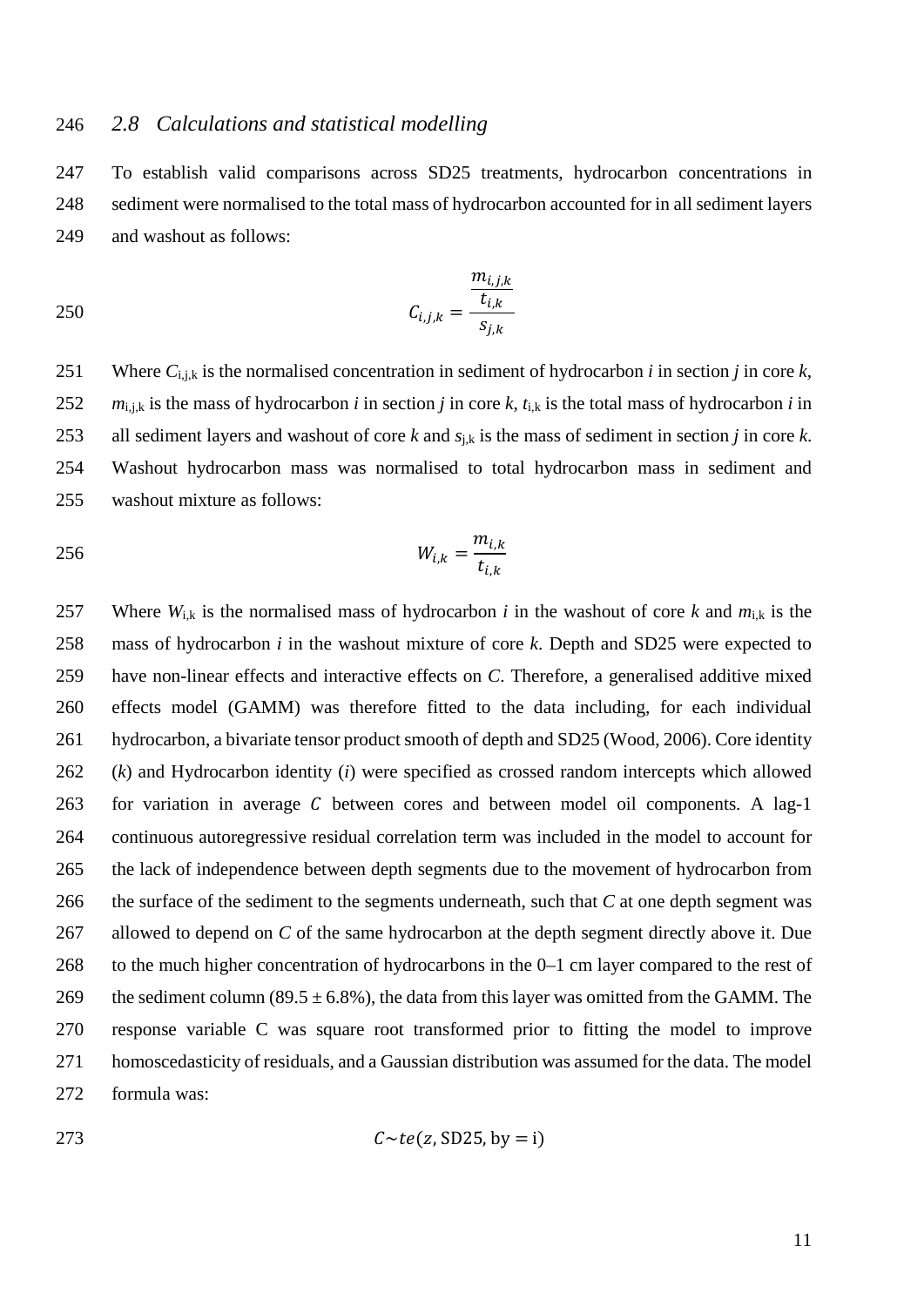### 2.8 Calculations and statistical modelling

To establish valid comparisons across SD25 treatments, hydrocarbon concentrations in sediment were normalised to the total mass of hydrocarbon accounted for in all sediment layers and washout as follows:

$$C_{i,j,k} = \frac{\frac{m_{i,j,k}}{t_{i,k}}}{s_{j,k}}$$

Where $C_{i,j,k}$ is the normalised concentration in sediment of hydrocarbon *i* in section *j* in core *k*, $m_{i,j,k}$ is the mass of hydrocarbon *i* in section *j* in core *k*, $t_{i,k}$ is the total mass of hydrocarbon *i* in all sediment layers and washout of core *k* and $s_{j,k}$ is the mass of sediment in section *j* in core *k*. Washout hydrocarbon mass was normalised to total hydrocarbon mass in sediment and washout mixture as follows:

$$W_{i,k} = \frac{m_{i,k}}{t_{i,k}}$$

Where $W_{i,k}$ is the normalised mass of hydrocarbon *i* in the washout of core *k* and $m_{i,k}$ is the mass of hydrocarbon *i* in the washout mixture of core *k*. Depth and SD25 were expected to have non-linear effects and interactive effects on *C*. Therefore, a generalised additive mixed effects model (GAMM) was therefore fitted to the data including, for each individual hydrocarbon, a bivariate tensor product smooth of depth and SD25 (Wood, 2006). Core identity (*k*) and Hydrocarbon identity (*i*) were specified as crossed random intercepts which allowed for variation in average $C$ between cores and between model oil components. A lag-1 continuous autoregressive residual correlation term was included in the model to account for the lack of independence between depth segments due to the movement of hydrocarbon from the surface of the sediment to the segments underneath, such that *C* at one depth segment was allowed to depend on *C* of the same hydrocarbon at the depth segment directly above it. Due to the much higher concentration of hydrocarbons in the 0–1 cm layer compared to the rest of the sediment column ($89.5 \pm 6.8\%$), the data from this layer was omitted from the GAMM. The response variable C was square root transformed prior to fitting the model to improve homoscedasticity of residuals, and a Gaussian distribution was assumed for the data. The model formula was:

$$C \sim te(z, \mathrm{SD25}, \mathrm{by} = \mathrm{i})$$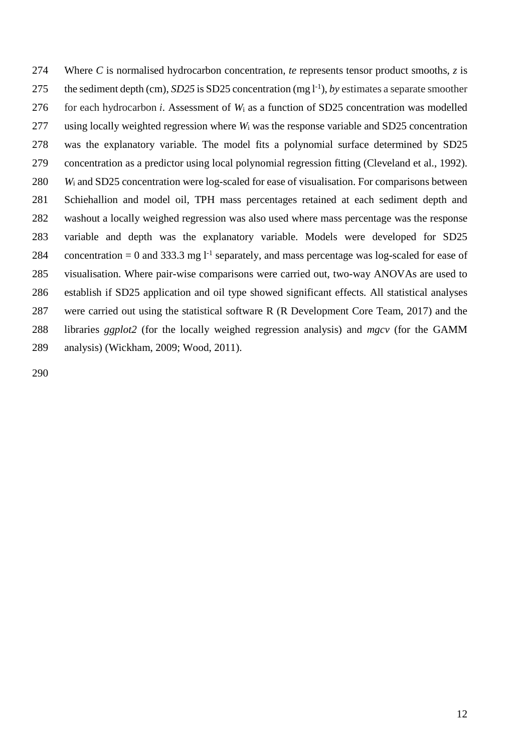Where $C$ is normalised hydrocarbon concentration, *te* represents tensor product smooths, $z$ is the sediment depth (cm), $SD25$ is SD25 concentration (mg $l^{-1}$), *by* estimates a separate smoother for each hydrocarbon $i$. Assessment of $W_i$ as a function of SD25 concentration was modelled using locally weighted regression where $W_i$ was the response variable and SD25 concentration was the explanatory variable. The model fits a polynomial surface determined by SD25 concentration as a predictor using local polynomial regression fitting (Cleveland et al., 1992). $W_i$ and SD25 concentration were log-scaled for ease of visualisation. For comparisons between Schiehallion and model oil, TPH mass percentages retained at each sediment depth and washout a locally weighed regression was also used where mass percentage was the response variable and depth was the explanatory variable. Models were developed for SD25 concentration = 0 and 333.3 mg $l^{-1}$ separately, and mass percentage was log-scaled for ease of visualisation. Where pair-wise comparisons were carried out, two-way ANOVAs are used to establish if SD25 application and oil type showed significant effects. All statistical analyses were carried out using the statistical software R (R Development Core Team, 2017) and the libraries *ggplot2* (for the locally weighed regression analysis) and *mgcv* (for the GAMM analysis) (Wickham, 2009; Wood, 2011).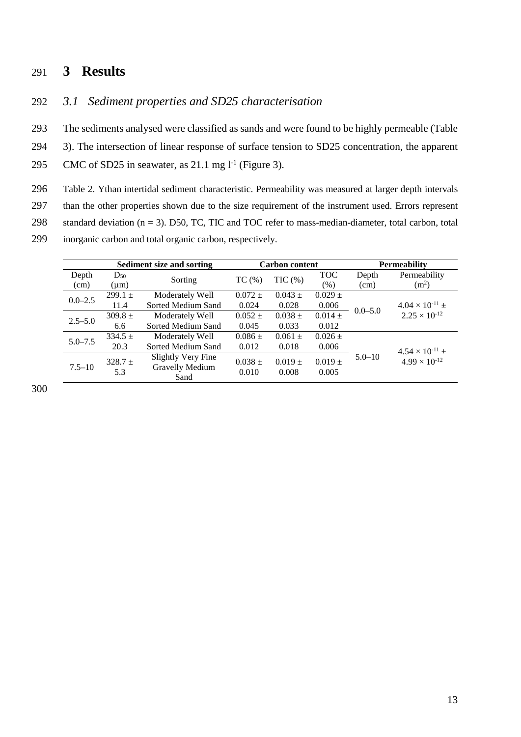# 3 Results

## *3.1 Sediment properties and SD25 characterisation*

The sediments analysed were classified as sands and were found to be highly permeable (Table 3). The intersection of linear response of surface tension to SD25 concentration, the apparent CMC of SD25 in seawater, as 21.1 mg $l^{-1}$ (Figure 3).

Table 2. Ythan intertidal sediment characteristic. Permeability was measured at larger depth intervals than the other properties shown due to the size requirement of the instrument used. Errors represent standard deviation (n = 3). D50, TC, TIC and TOC refer to mass-median-diameter, total carbon, total inorganic carbon and total organic carbon, respectively.

| Sediment size and sorting | | | Carbon content | | | Permeability | |
|---|---|---|---|---|---|---|---|
| Depth (cm) | $D_{50}$ (μm) | Sorting | TC (%) | TIC (%) | TOC (%) | Depth (cm) | Permeability ($m^2$) |
| 0.0–2.5 | 299.1 ± 11.4 | Moderately Well Sorted Medium Sand | 0.072 ± 0.024 | 0.043 ± 0.028 | 0.029 ± 0.006 | 0.0–5.0 | $4.04 \times 10^{-11} \pm 2.25 \times 10^{-12}$ |
| 2.5–5.0 | 309.8 ± 6.6 | Moderately Well Sorted Medium Sand | 0.052 ± 0.045 | 0.038 ± 0.033 | 0.014 ± 0.012 | | |
| 5.0–7.5 | 334.5 ± 20.3 | Moderately Well Sorted Medium Sand | 0.086 ± 0.012 | 0.061 ± 0.018 | 0.026 ± 0.006 | 5.0–10 | $4.54 \times 10^{-11} \pm 4.99 \times 10^{-12}$ |
| 7.5–10 | 328.7 ± 5.3 | Slightly Very Fine Gravelly Medium Sand | 0.038 ± 0.010 | 0.019 ± 0.008 | 0.019 ± 0.005 | | |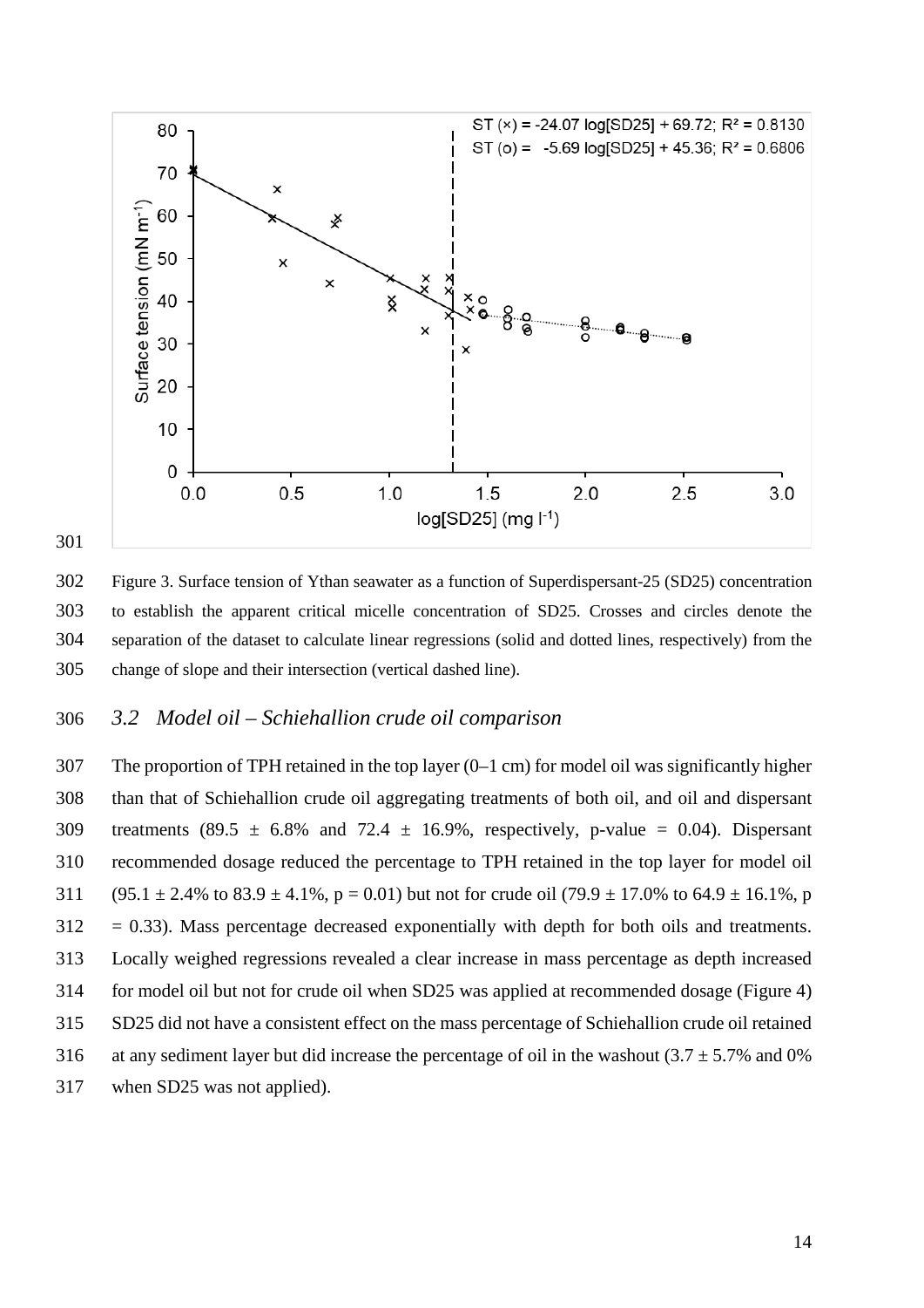Figure 3. Surface tension of Ythan seawater as a function of Superdispersant-25 (SD25) concentration to establish the apparent critical micelle concentration of SD25. Crosses and circles denote the separation of the dataset to calculate linear regressions (solid and dotted lines, respectively) from the change of slope and their intersection (vertical dashed line).

## *3.2 Model oil – Schiehallion crude oil comparison*

The proportion of TPH retained in the top layer (0–1 cm) for model oil was significantly higher than that of Schiehallion crude oil aggregating treatments of both oil, and oil and dispersant treatments ($89.5 \pm 6.8\%$ and $72.4 \pm 16.9\%$, respectively, p-value = 0.04). Dispersant recommended dosage reduced the percentage to TPH retained in the top layer for model oil ($95.1 \pm 2.4\%$ to $83.9 \pm 4.1\%$, $p = 0.01$) but not for crude oil ($79.9 \pm 17.0\%$ to $64.9 \pm 16.1\%$, $p = 0.33$). Mass percentage decreased exponentially with depth for both oils and treatments. Locally weighed regressions revealed a clear increase in mass percentage as depth increased for model oil but not for crude oil when SD25 was applied at recommended dosage (Figure 4) SD25 did not have a consistent effect on the mass percentage of Schiehallion crude oil retained at any sediment layer but did increase the percentage of oil in the washout ($3.7 \pm 5.7\%$ and 0% when SD25 was not applied).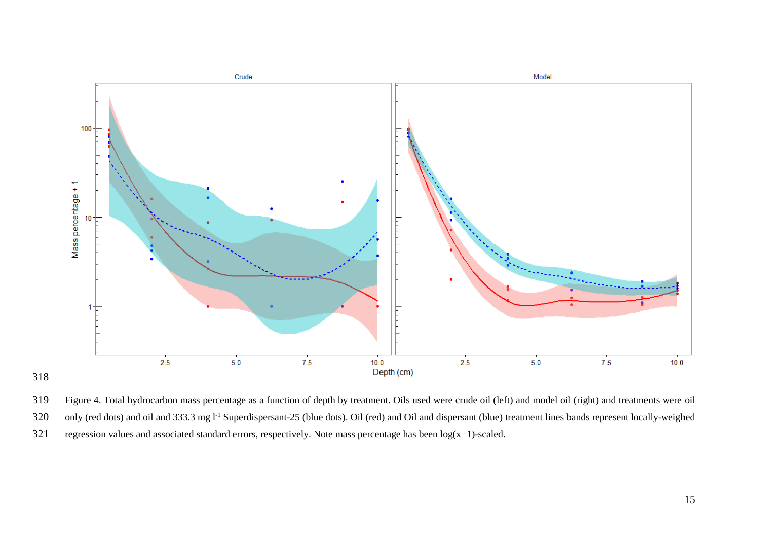Figure 4. Total hydrocarbon mass percentage as a function of depth by treatment. Oils used were crude oil (left) and model oil (right) and treatments were oil only (red dots) and oil and 333.3 mg $l^{-1}$ Superdispersant-25 (blue dots). Oil (red) and Oil and dispersant (blue) treatment lines bands represent locally-weighed regression values and associated standard errors, respectively. Note mass percentage has been log(x+1)-scaled.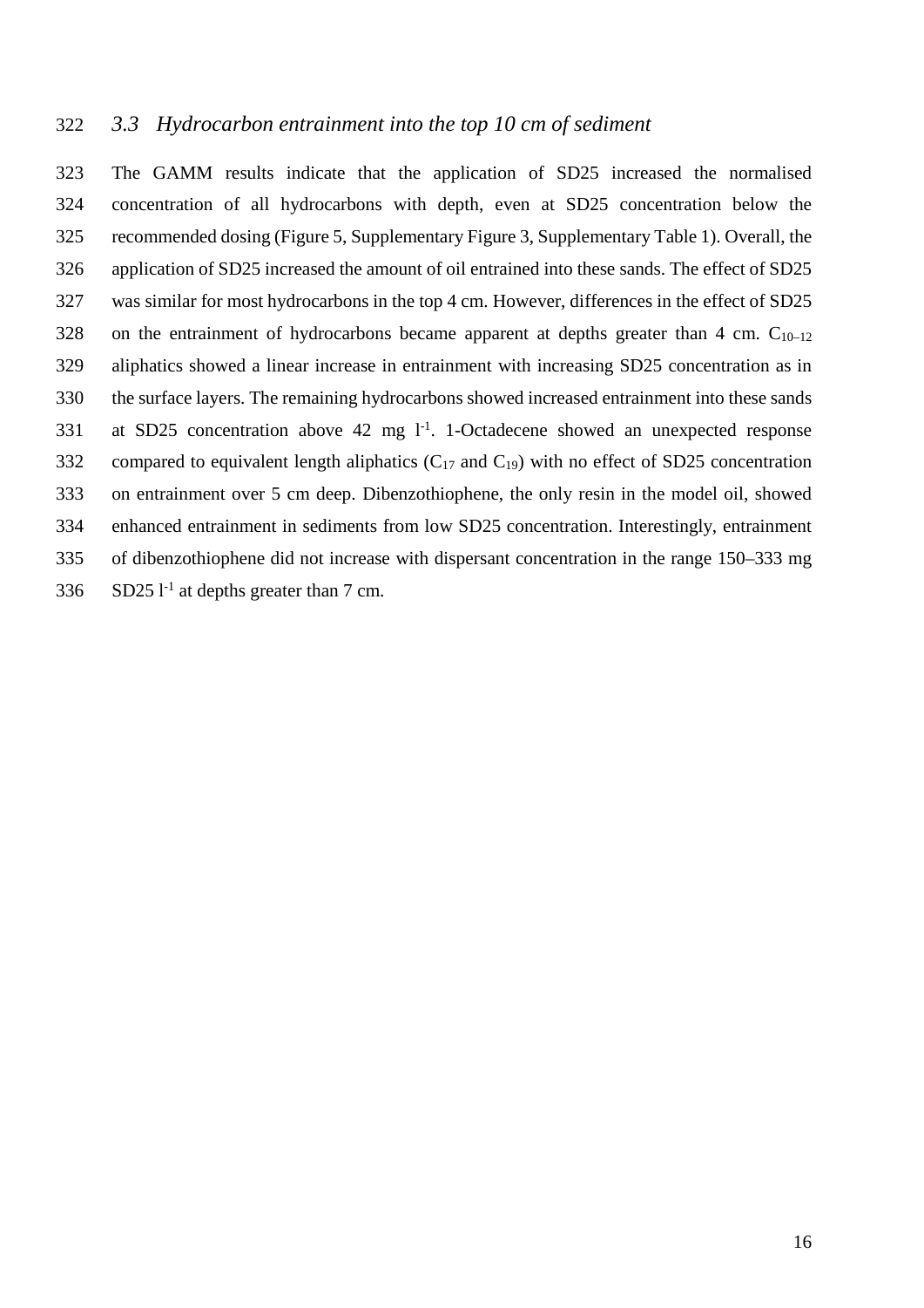### *3.3 Hydrocarbon entrainment into the top 10 cm of sediment*

The GAMM results indicate that the application of SD25 increased the normalised concentration of all hydrocarbons with depth, even at SD25 concentration below the recommended dosing (Figure 5, Supplementary Figure 3, Supplementary Table 1). Overall, the application of SD25 increased the amount of oil entrained into these sands. The effect of SD25 was similar for most hydrocarbons in the top 4 cm. However, differences in the effect of SD25 on the entrainment of hydrocarbons became apparent at depths greater than 4 cm. $C_{10–12}$ aliphatics showed a linear increase in entrainment with increasing SD25 concentration as in the surface layers. The remaining hydrocarbons showed increased entrainment into these sands at SD25 concentration above 42 mg $l^{-1}$. 1-Octadecene showed an unexpected response compared to equivalent length aliphatics ($C_{17}$ and $C_{19}$) with no effect of SD25 concentration on entrainment over 5 cm deep. Dibenzothiophene, the only resin in the model oil, showed enhanced entrainment in sediments from low SD25 concentration. Interestingly, entrainment of dibenzothiophene did not increase with dispersant concentration in the range 150–333 mg SD25 $l^{-1}$ at depths greater than 7 cm.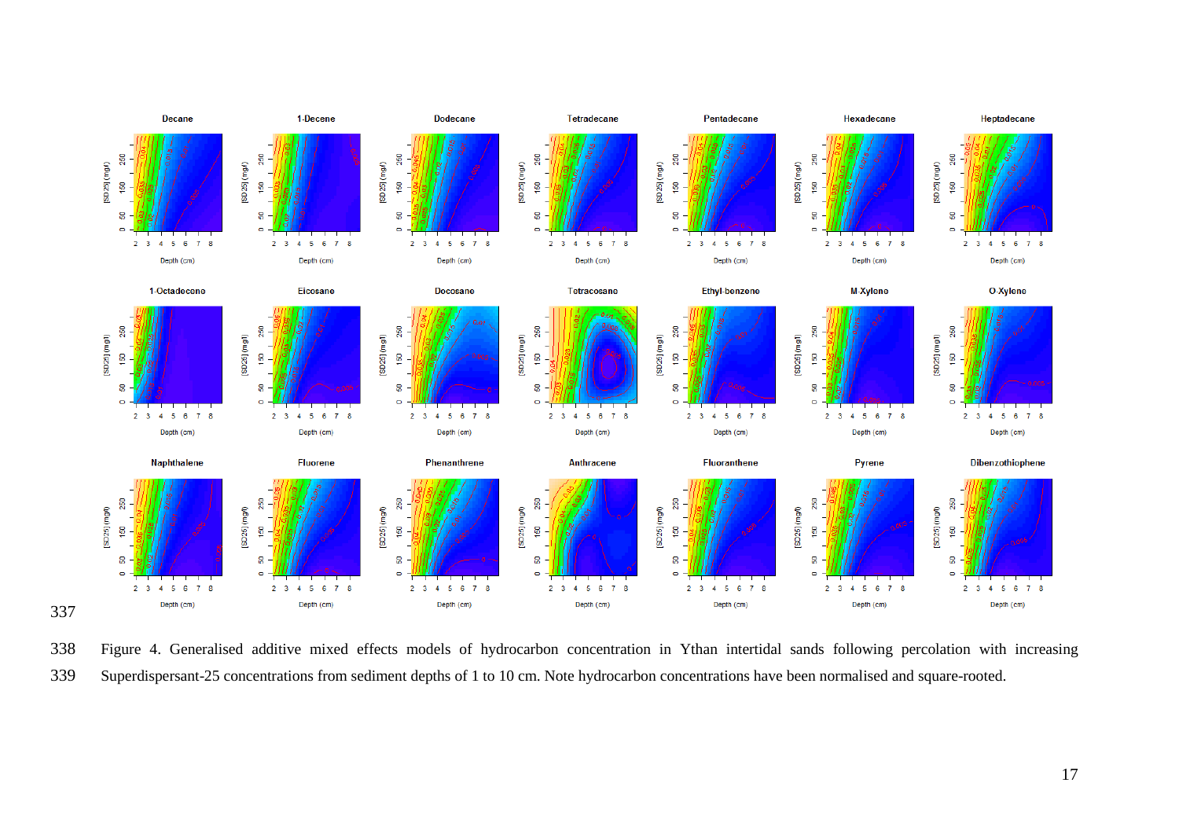Figure 4. Generalised additive mixed effects models of hydrocarbon concentration in Ythan intertidal sands following percolation with increasing Superdispersant-25 concentrations from sediment depths of 1 to 10 cm. Note hydrocarbon concentrations have been normalised and square-rooted.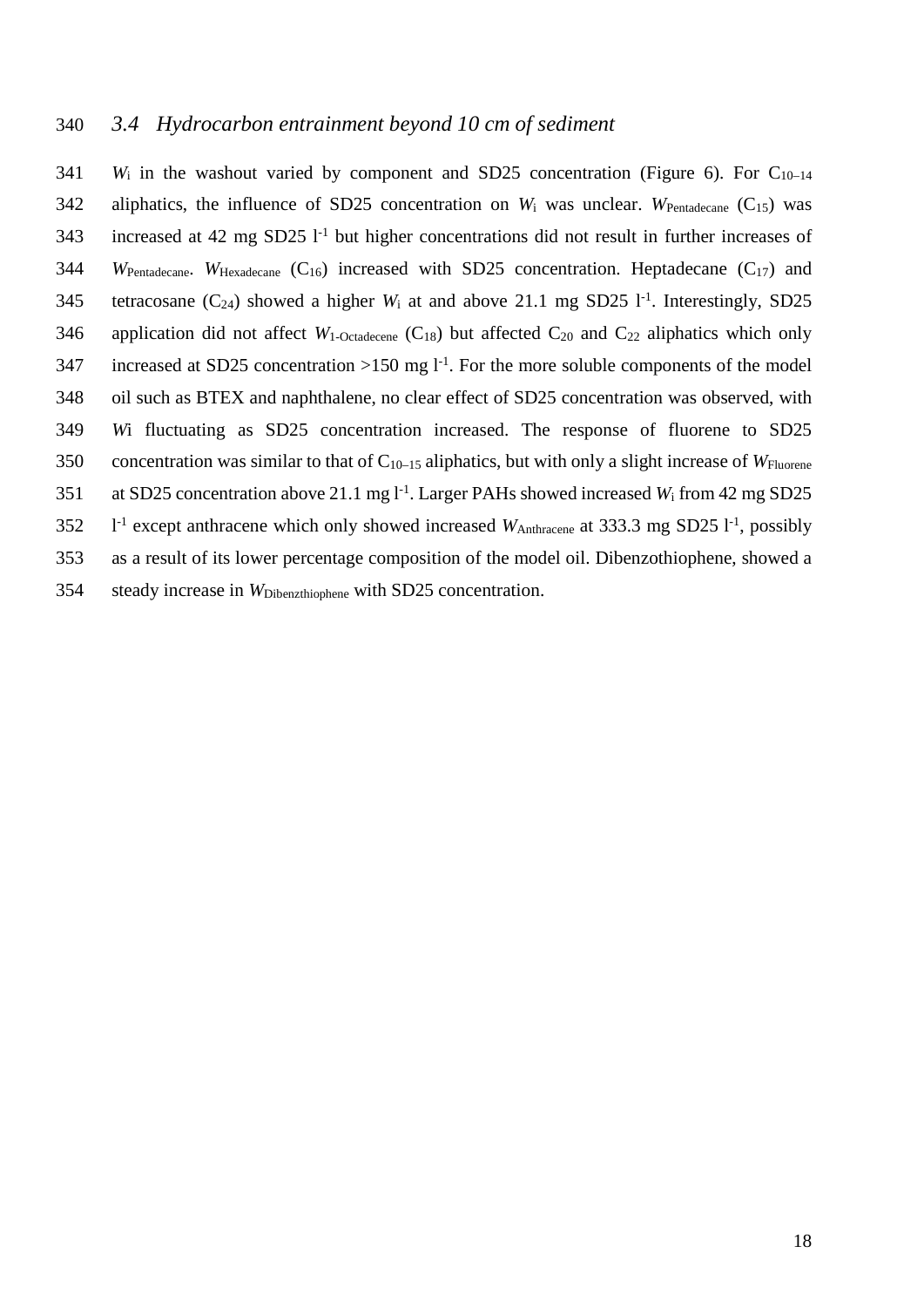### *3.4 Hydrocarbon entrainment beyond 10 cm of sediment*

$W_i$ in the washout varied by component and SD25 concentration (Figure 6). For $C_{10-14}$ aliphatics, the influence of SD25 concentration on $W_i$ was unclear. $W_{Pentadecane}$ ($C_{15}$) was increased at 42 mg SD25 $l^{-1}$ but higher concentrations did not result in further increases of $W_{Pentadecane}$. $W_{Hexadecane}$ ($C_{16}$) increased with SD25 concentration. Heptadecane ($C_{17}$) and tetracosane ($C_{24}$) showed a higher $W_i$ at and above 21.1 mg SD25 $l^{-1}$. Interestingly, SD25 application did not affect $W_{1\text{-}Octadecene}$ ($C_{18}$) but affected $C_{20}$ and $C_{22}$ aliphatics which only increased at SD25 concentration >150 mg $l^{-1}$. For the more soluble components of the model oil such as BTEX and naphthalene, no clear effect of SD25 concentration was observed, with *W*i fluctuating as SD25 concentration increased. The response of fluorene to SD25 concentration was similar to that of $C_{10-15}$ aliphatics, but with only a slight increase of $W_{Fluorene}$ at SD25 concentration above 21.1 mg $l^{-1}$. Larger PAHs showed increased $W_i$ from 42 mg SD25 $l^{-1}$ except anthracene which only showed increased $W_{Anthracene}$ at 333.3 mg SD25 $l^{-1}$, possibly as a result of its lower percentage composition of the model oil. Dibenzothiophene, showed a steady increase in $W_{Dibenzthiophene}$ with SD25 concentration.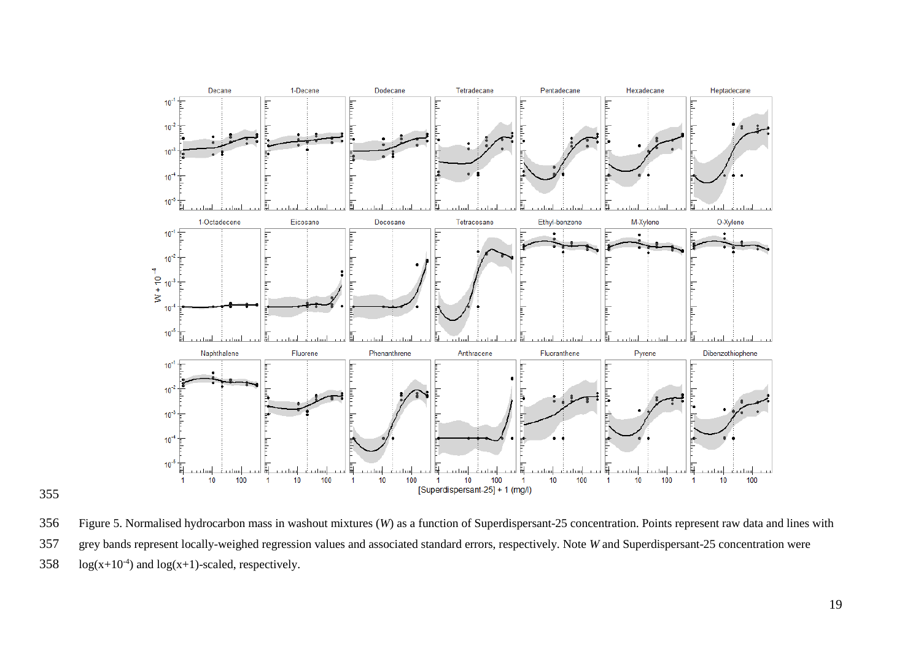Figure 5. Normalised hydrocarbon mass in washout mixtures (*W*) as a function of Superdispersant-25 concentration. Points represent raw data and lines with grey bands represent locally-weighed regression values and associated standard errors, respectively. Note *W* and Superdispersant-25 concentration were $\log(x+10^{-4})$ and $\log(x+1)$-scaled, respectively.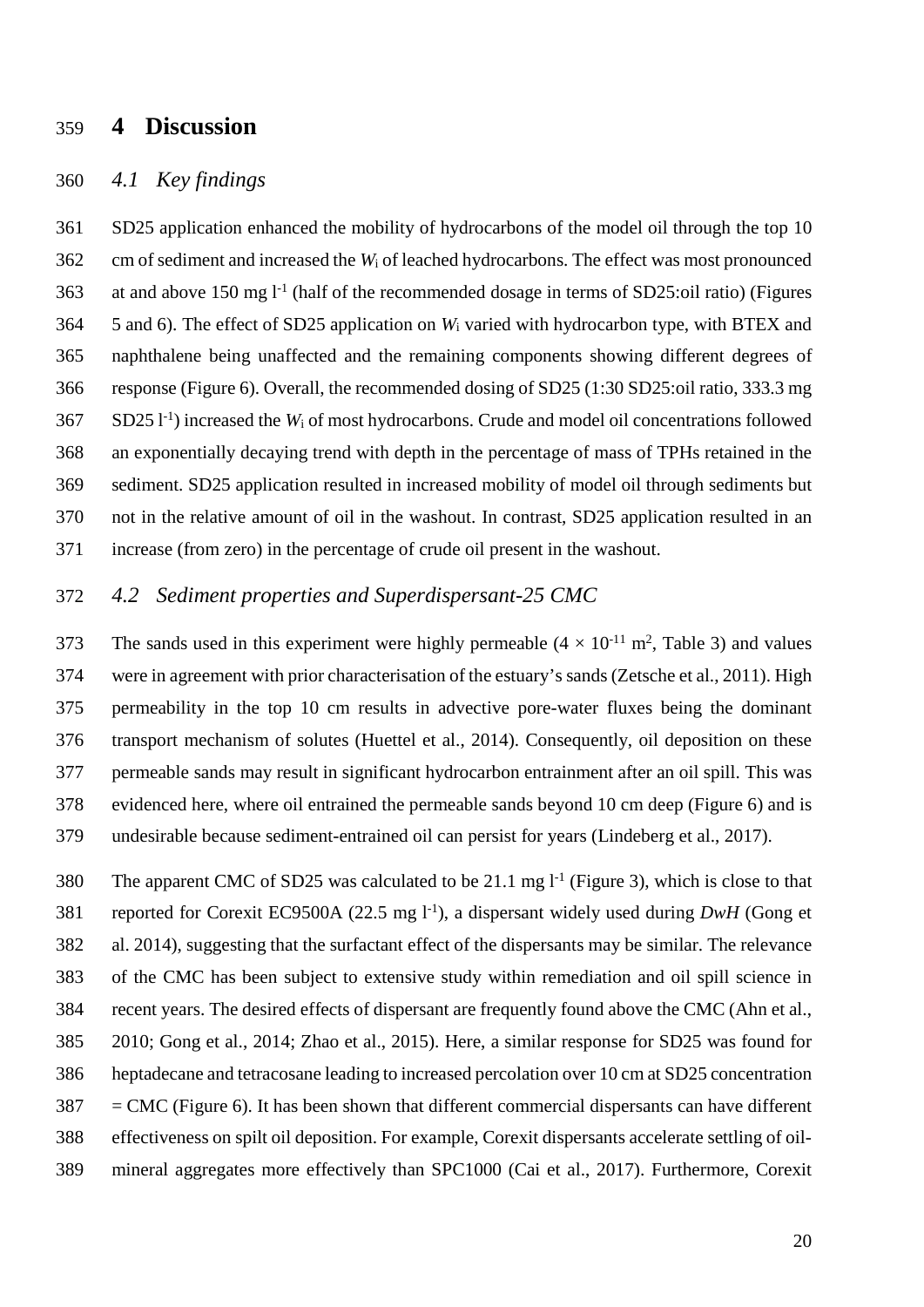# 4 Discussion

## 4.1 Key findings

SD25 application enhanced the mobility of hydrocarbons of the model oil through the top 10 cm of sediment and increased the $W_i$ of leached hydrocarbons. The effect was most pronounced at and above 150 mg $l^{-1}$ (half of the recommended dosage in terms of SD25:oil ratio) (Figures 5 and 6). The effect of SD25 application on $W_i$ varied with hydrocarbon type, with BTEX and naphthalene being unaffected and the remaining components showing different degrees of response (Figure 6). Overall, the recommended dosing of SD25 (1:30 SD25:oil ratio, 333.3 mg SD25 $l^{-1}$) increased the $W_i$ of most hydrocarbons. Crude and model oil concentrations followed an exponentially decaying trend with depth in the percentage of mass of TPHs retained in the sediment. SD25 application resulted in increased mobility of model oil through sediments but not in the relative amount of oil in the washout. In contrast, SD25 application resulted in an increase (from zero) in the percentage of crude oil present in the washout.

## 4.2 Sediment properties and Superdispersant-25 CMC

The sands used in this experiment were highly permeable ($4 \times 10^{-11}$ $m^2$, Table 3) and values were in agreement with prior characterisation of the estuary's sands (Zetsche et al., 2011). High permeability in the top 10 cm results in advective pore-water fluxes being the dominant transport mechanism of solutes (Huettel et al., 2014). Consequently, oil deposition on these permeable sands may result in significant hydrocarbon entrainment after an oil spill. This was evidenced here, where oil entrained the permeable sands beyond 10 cm deep (Figure 6) and is undesirable because sediment-entrained oil can persist for years (Lindeberg et al., 2017).

The apparent CMC of SD25 was calculated to be 21.1 mg $l^{-1}$ (Figure 3), which is close to that reported for Corexit EC9500A (22.5 mg $l^{-1}$), a dispersant widely used during *DwH* (Gong et al. 2014), suggesting that the surfactant effect of the dispersants may be similar. The relevance of the CMC has been subject to extensive study within remediation and oil spill science in recent years. The desired effects of dispersant are frequently found above the CMC (Ahn et al., 2010; Gong et al., 2014; Zhao et al., 2015). Here, a similar response for SD25 was found for heptadecane and tetracosane leading to increased percolation over 10 cm at SD25 concentration = CMC (Figure 6). It has been shown that different commercial dispersants can have different effectiveness on spilt oil deposition. For example, Corexit dispersants accelerate settling of oil-mineral aggregates more effectively than SPC1000 (Cai et al., 2017). Furthermore, Corexit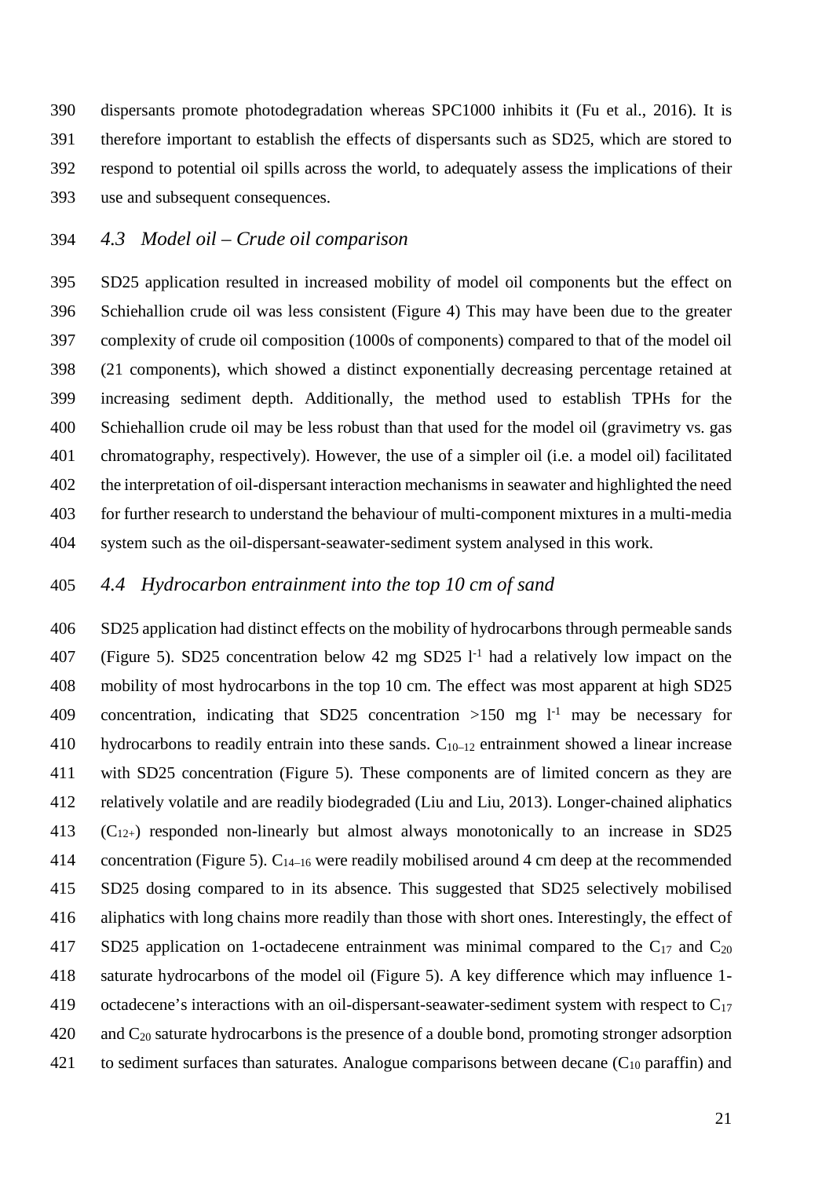dispersants promote photodegradation whereas SPC1000 inhibits it (Fu et al., 2016). It is therefore important to establish the effects of dispersants such as SD25, which are stored to respond to potential oil spills across the world, to adequately assess the implications of their use and subsequent consequences.

### *4.3 Model oil – Crude oil comparison*

SD25 application resulted in increased mobility of model oil components but the effect on Schiehallion crude oil was less consistent (Figure 4) This may have been due to the greater complexity of crude oil composition (1000s of components) compared to that of the model oil (21 components), which showed a distinct exponentially decreasing percentage retained at increasing sediment depth. Additionally, the method used to establish TPHs for the Schiehallion crude oil may be less robust than that used for the model oil (gravimetry vs. gas chromatography, respectively). However, the use of a simpler oil (i.e. a model oil) facilitated the interpretation of oil-dispersant interaction mechanisms in seawater and highlighted the need for further research to understand the behaviour of multi-component mixtures in a multi-media system such as the oil-dispersant-seawater-sediment system analysed in this work.

### *4.4 Hydrocarbon entrainment into the top 10 cm of sand*

SD25 application had distinct effects on the mobility of hydrocarbons through permeable sands (Figure 5). SD25 concentration below 42 mg SD25 $l^{-1}$ had a relatively low impact on the mobility of most hydrocarbons in the top 10 cm. The effect was most apparent at high SD25 concentration, indicating that SD25 concentration >150 mg $l^{-1}$ may be necessary for hydrocarbons to readily entrain into these sands. $C_{10–12}$ entrainment showed a linear increase with SD25 concentration (Figure 5). These components are of limited concern as they are relatively volatile and are readily biodegraded (Liu and Liu, 2013). Longer-chained aliphatics ($C_{12+}$) responded non-linearly but almost always monotonically to an increase in SD25 concentration (Figure 5). $C_{14–16}$ were readily mobilised around 4 cm deep at the recommended SD25 dosing compared to in its absence. This suggested that SD25 selectively mobilised aliphatics with long chains more readily than those with short ones. Interestingly, the effect of SD25 application on 1-octadecene entrainment was minimal compared to the $C_{17}$ and $C_{20}$ saturate hydrocarbons of the model oil (Figure 5). A key difference which may influence 1-octadecene's interactions with an oil-dispersant-seawater-sediment system with respect to $C_{17}$ and $C_{20}$ saturate hydrocarbons is the presence of a double bond, promoting stronger adsorption to sediment surfaces than saturates. Analogue comparisons between decane ($C_{10}$ paraffin) and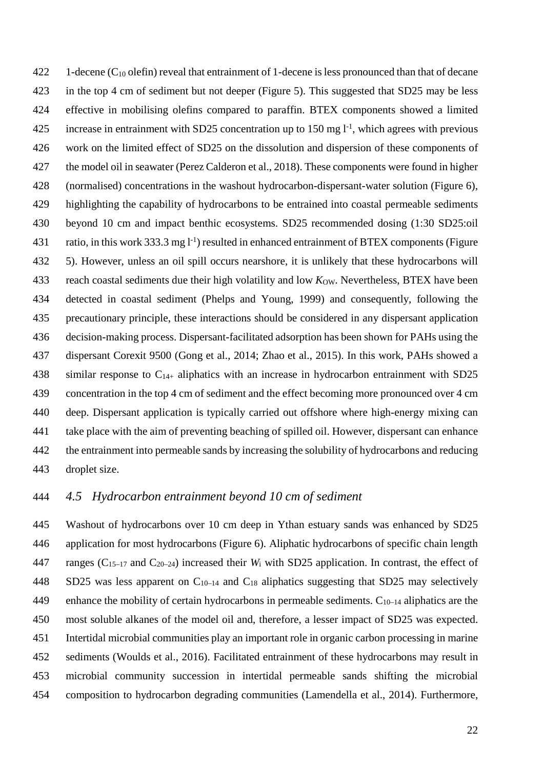1-decene ($C_{10}$ olefin) reveal that entrainment of 1-decene is less pronounced than that of decane in the top 4 cm of sediment but not deeper (Figure 5). This suggested that SD25 may be less effective in mobilising olefins compared to paraffin. BTEX components showed a limited increase in entrainment with SD25 concentration up to 150 mg $l^{-1}$, which agrees with previous work on the limited effect of SD25 on the dissolution and dispersion of these components of the model oil in seawater (Perez Calderon et al., 2018). These components were found in higher (normalised) concentrations in the washout hydrocarbon-dispersant-water solution (Figure 6), highlighting the capability of hydrocarbons to be entrained into coastal permeable sediments beyond 10 cm and impact benthic ecosystems. SD25 recommended dosing (1:30 SD25:oil ratio, in this work 333.3 mg $l^{-1}$) resulted in enhanced entrainment of BTEX components (Figure 5). However, unless an oil spill occurs nearshore, it is unlikely that these hydrocarbons will reach coastal sediments due their high volatility and low $K_{OW}$. Nevertheless, BTEX have been detected in coastal sediment (Phelps and Young, 1999) and consequently, following the precautionary principle, these interactions should be considered in any dispersant application decision-making process. Dispersant-facilitated adsorption has been shown for PAHs using the dispersant Corexit 9500 (Gong et al., 2014; Zhao et al., 2015). In this work, PAHs showed a similar response to $C_{14+}$ aliphatics with an increase in hydrocarbon entrainment with SD25 concentration in the top 4 cm of sediment and the effect becoming more pronounced over 4 cm deep. Dispersant application is typically carried out offshore where high-energy mixing can take place with the aim of preventing beaching of spilled oil. However, dispersant can enhance the entrainment into permeable sands by increasing the solubility of hydrocarbons and reducing droplet size.

### *4.5 Hydrocarbon entrainment beyond 10 cm of sediment*

Washout of hydrocarbons over 10 cm deep in Ythan estuary sands was enhanced by SD25 application for most hydrocarbons (Figure 6). Aliphatic hydrocarbons of specific chain length ranges ($C_{15–17}$ and $C_{20–24}$) increased their $W_i$ with SD25 application. In contrast, the effect of SD25 was less apparent on $C_{10–14}$ and $C_{18}$ aliphatics suggesting that SD25 may selectively enhance the mobility of certain hydrocarbons in permeable sediments. $C_{10–14}$ aliphatics are the most soluble alkanes of the model oil and, therefore, a lesser impact of SD25 was expected. Intertidal microbial communities play an important role in organic carbon processing in marine sediments (Woulds et al., 2016). Facilitated entrainment of these hydrocarbons may result in microbial community succession in intertidal permeable sands shifting the microbial composition to hydrocarbon degrading communities (Lamendella et al., 2014). Furthermore,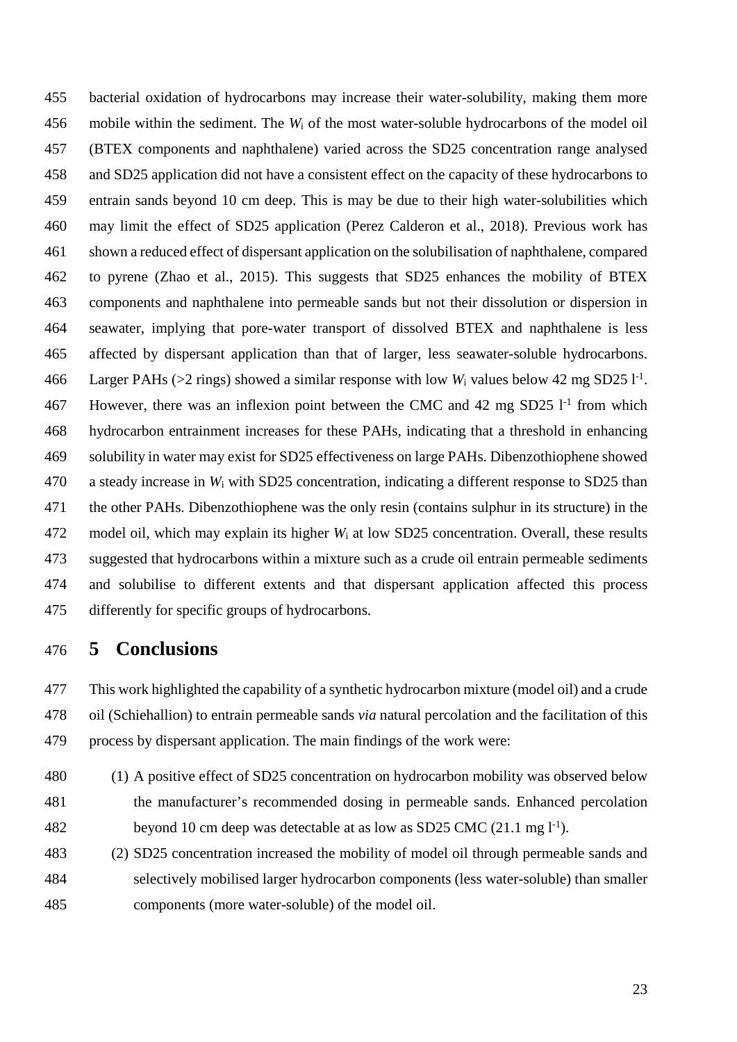bacterial oxidation of hydrocarbons may increase their water-solubility, making them more mobile within the sediment. The $W_i$ of the most water-soluble hydrocarbons of the model oil (BTEX components and naphthalene) varied across the SD25 concentration range analysed and SD25 application did not have a consistent effect on the capacity of these hydrocarbons to entrain sands beyond 10 cm deep. This is may be due to their high water-solubilities which may limit the effect of SD25 application (Perez Calderon et al., 2018). Previous work has shown a reduced effect of dispersant application on the solubilisation of naphthalene, compared to pyrene (Zhao et al., 2015). This suggests that SD25 enhances the mobility of BTEX components and naphthalene into permeable sands but not their dissolution or dispersion in seawater, implying that pore-water transport of dissolved BTEX and naphthalene is less affected by dispersant application than that of larger, less seawater-soluble hydrocarbons. Larger PAHs (>2 rings) showed a similar response with low $W_i$ values below 42 mg SD25 $l^{-1}$. However, there was an inflexion point between the CMC and 42 mg SD25 $l^{-1}$ from which hydrocarbon entrainment increases for these PAHs, indicating that a threshold in enhancing solubility in water may exist for SD25 effectiveness on large PAHs. Dibenzothiophene showed a steady increase in $W_i$ with SD25 concentration, indicating a different response to SD25 than the other PAHs. Dibenzothiophene was the only resin (contains sulphur in its structure) in the model oil, which may explain its higher $W_i$ at low SD25 concentration. Overall, these results suggested that hydrocarbons within a mixture such as a crude oil entrain permeable sediments and solubilise to different extents and that dispersant application affected this process differently for specific groups of hydrocarbons.

# 5 Conclusions

This work highlighted the capability of a synthetic hydrocarbon mixture (model oil) and a crude oil (Schiehallion) to entrain permeable sands *via* natural percolation and the facilitation of this process by dispersant application. The main findings of the work were:

(1) A positive effect of SD25 concentration on hydrocarbon mobility was observed below the manufacturer's recommended dosing in permeable sands. Enhanced percolation beyond 10 cm deep was detectable at as low as SD25 CMC (21.1 mg $l^{-1}$).

(2) SD25 concentration increased the mobility of model oil through permeable sands and selectively mobilised larger hydrocarbon components (less water-soluble) than smaller components (more water-soluble) of the model oil.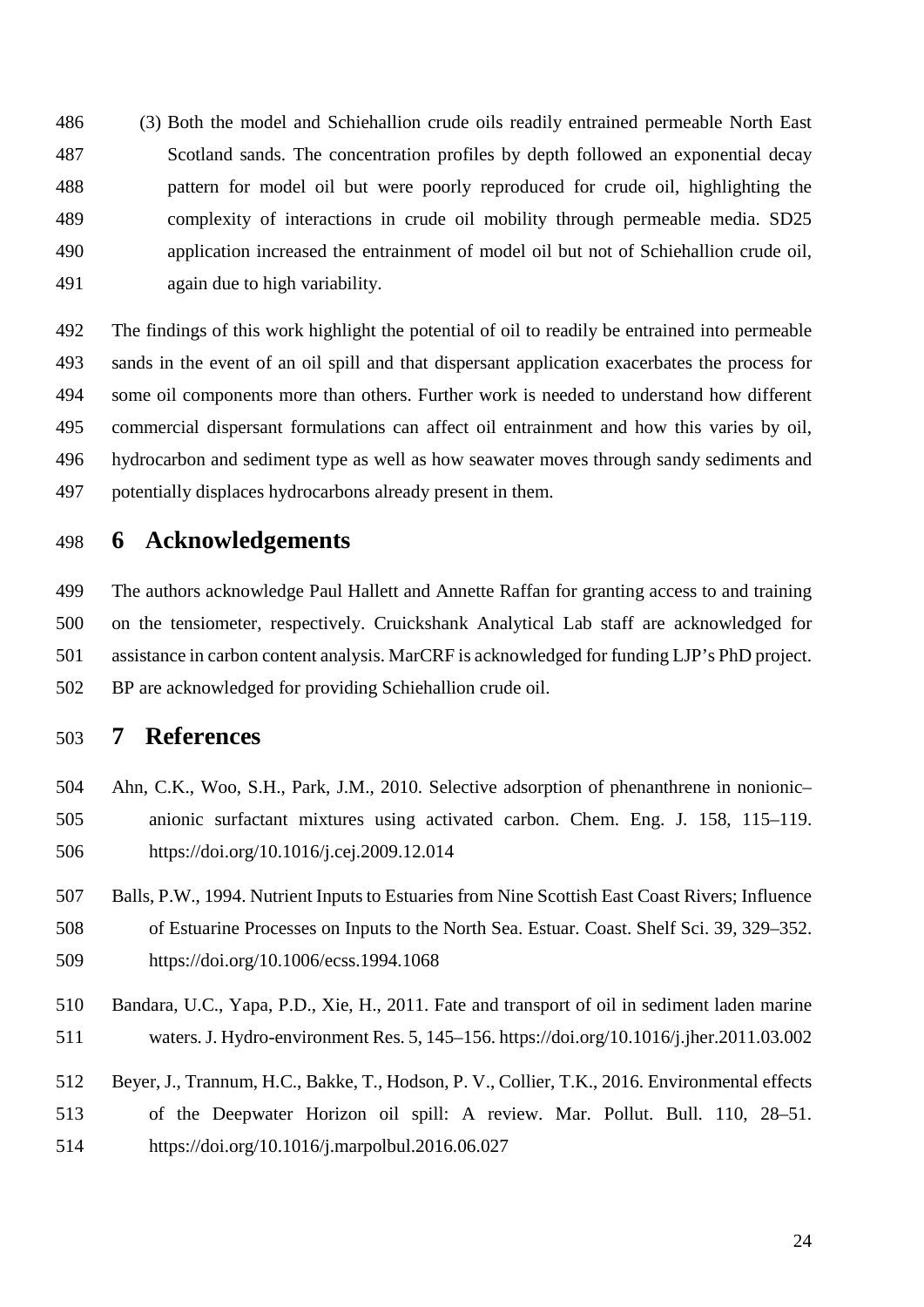(3) Both the model and Schiehallion crude oils readily entrained permeable North East Scotland sands. The concentration profiles by depth followed an exponential decay pattern for model oil but were poorly reproduced for crude oil, highlighting the complexity of interactions in crude oil mobility through permeable media. SD25 application increased the entrainment of model oil but not of Schiehallion crude oil, again due to high variability.

The findings of this work highlight the potential of oil to readily be entrained into permeable sands in the event of an oil spill and that dispersant application exacerbates the process for some oil components more than others. Further work is needed to understand how different commercial dispersant formulations can affect oil entrainment and how this varies by oil, hydrocarbon and sediment type as well as how seawater moves through sandy sediments and potentially displaces hydrocarbons already present in them.

# 6 Acknowledgements

The authors acknowledge Paul Hallett and Annette Raffan for granting access to and training on the tensiometer, respectively. Cruickshank Analytical Lab staff are acknowledged for assistance in carbon content analysis. MarCRF is acknowledged for funding LJP's PhD project. BP are acknowledged for providing Schiehallion crude oil.

# 7 References

Ahn, C.K., Woo, S.H., Park, J.M., 2010. Selective adsorption of phenanthrene in nonionic–anionic surfactant mixtures using activated carbon. Chem. Eng. J. 158, 115–119. https://doi.org/10.1016/j.cej.2009.12.014

Balls, P.W., 1994. Nutrient Inputs to Estuaries from Nine Scottish East Coast Rivers; Influence of Estuarine Processes on Inputs to the North Sea. Estuar. Coast. Shelf Sci. 39, 329–352. https://doi.org/10.1006/ecss.1994.1068

Bandara, U.C., Yapa, P.D., Xie, H., 2011. Fate and transport of oil in sediment laden marine waters. J. Hydro-environment Res. 5, 145–156. https://doi.org/10.1016/j.jher.2011.03.002

Beyer, J., Trannum, H.C., Bakke, T., Hodson, P. V., Collier, T.K., 2016. Environmental effects of the Deepwater Horizon oil spill: A review. Mar. Pollut. Bull. 110, 28–51. https://doi.org/10.1016/j.marpolbul.2016.06.027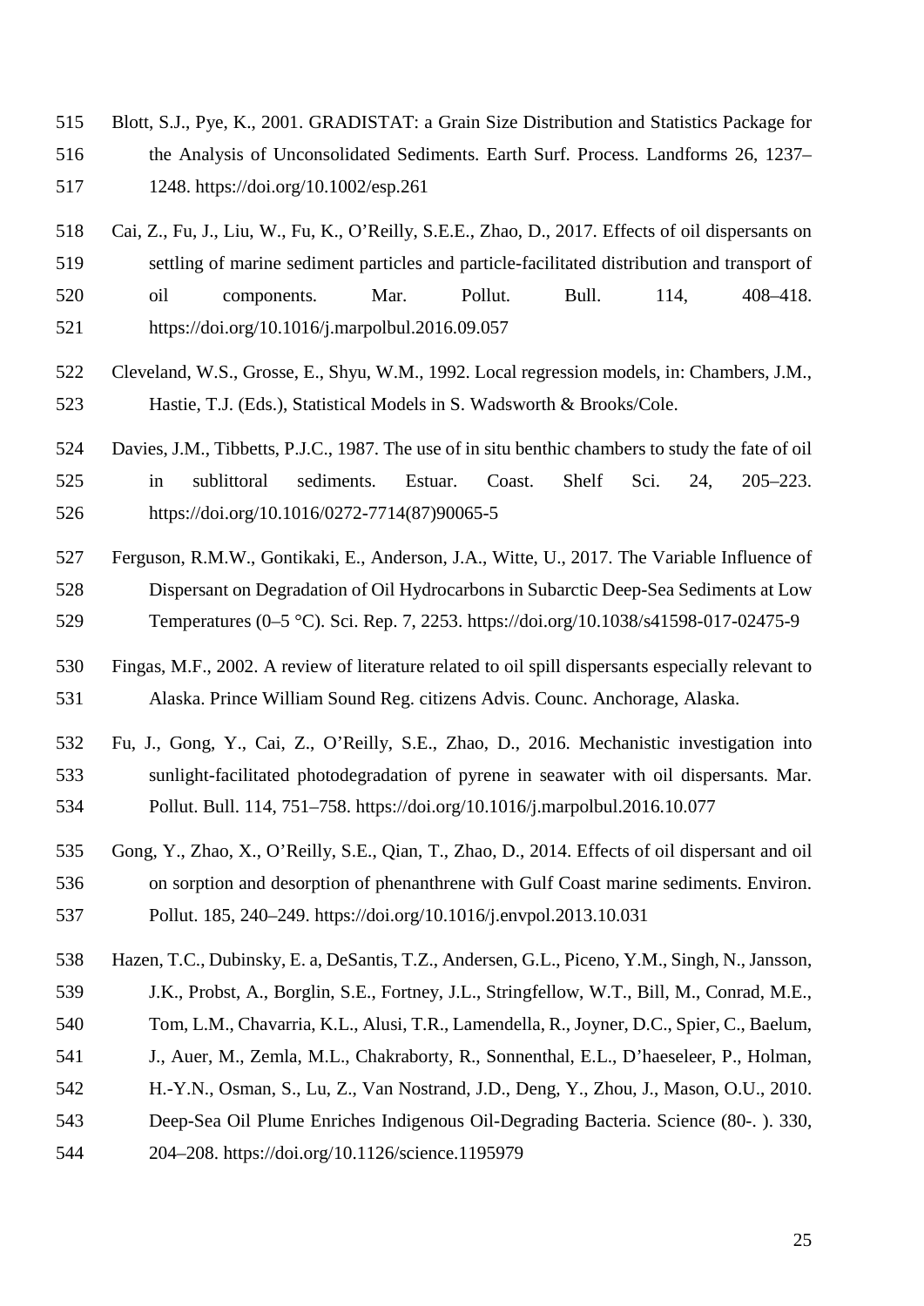Blott, S.J., Pye, K., 2001. GRADISTAT: a Grain Size Distribution and Statistics Package for the Analysis of Unconsolidated Sediments. Earth Surf. Process. Landforms 26, 1237–1248. https://doi.org/10.1002/esp.261

Cai, Z., Fu, J., Liu, W., Fu, K., O'Reilly, S.E.E., Zhao, D., 2017. Effects of oil dispersants on settling of marine sediment particles and particle-facilitated distribution and transport of oil components. Mar. Pollut. Bull. 114, 408–418. https://doi.org/10.1016/j.marpolbul.2016.09.057

Cleveland, W.S., Grosse, E., Shyu, W.M., 1992. Local regression models, in: Chambers, J.M., Hastie, T.J. (Eds.), Statistical Models in S. Wadsworth & Brooks/Cole.

Davies, J.M., Tibbetts, P.J.C., 1987. The use of in situ benthic chambers to study the fate of oil in sublittoral sediments. Estuar. Coast. Shelf Sci. 24, 205–223. https://doi.org/10.1016/0272-7714(87)90065-5

Ferguson, R.M.W., Gontikaki, E., Anderson, J.A., Witte, U., 2017. The Variable Influence of Dispersant on Degradation of Oil Hydrocarbons in Subarctic Deep-Sea Sediments at Low Temperatures (0–5 °C). Sci. Rep. 7, 2253. https://doi.org/10.1038/s41598-017-02475-9

Fingas, M.F., 2002. A review of literature related to oil spill dispersants especially relevant to Alaska. Prince William Sound Reg. citizens Advis. Counc. Anchorage, Alaska.

Fu, J., Gong, Y., Cai, Z., O'Reilly, S.E., Zhao, D., 2016. Mechanistic investigation into sunlight-facilitated photodegradation of pyrene in seawater with oil dispersants. Mar. Pollut. Bull. 114, 751–758. https://doi.org/10.1016/j.marpolbul.2016.10.077

Gong, Y., Zhao, X., O'Reilly, S.E., Qian, T., Zhao, D., 2014. Effects of oil dispersant and oil on sorption and desorption of phenanthrene with Gulf Coast marine sediments. Environ. Pollut. 185, 240–249. https://doi.org/10.1016/j.envpol.2013.10.031

Hazen, T.C., Dubinsky, E. a, DeSantis, T.Z., Andersen, G.L., Piceno, Y.M., Singh, N., Jansson, J.K., Probst, A., Borglin, S.E., Fortney, J.L., Stringfellow, W.T., Bill, M., Conrad, M.E., Tom, L.M., Chavarria, K.L., Alusi, T.R., Lamendella, R., Joyner, D.C., Spier, C., Baelum, J., Auer, M., Zemla, M.L., Chakraborty, R., Sonnenthal, E.L., D'haeseleer, P., Holman, H.-Y.N., Osman, S., Lu, Z., Van Nostrand, J.D., Deng, Y., Zhou, J., Mason, O.U., 2010. Deep-Sea Oil Plume Enriches Indigenous Oil-Degrading Bacteria. Science (80-. ). 330, 204–208. https://doi.org/10.1126/science.1195979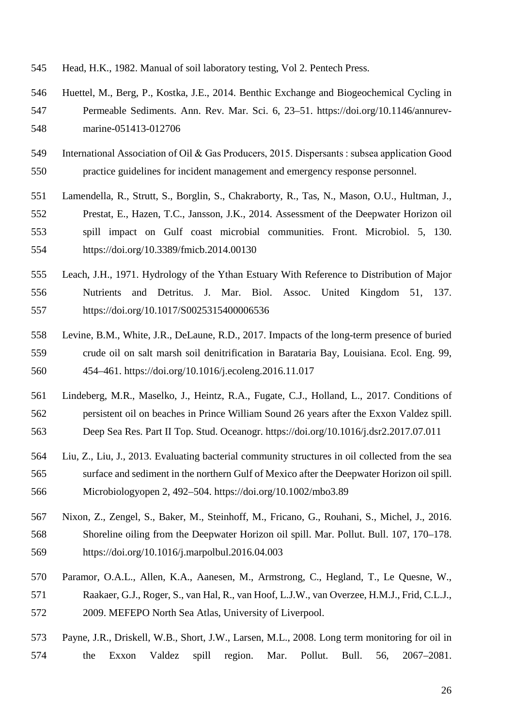Head, H.K., 1982. Manual of soil laboratory testing, Vol 2. Pentech Press.

Huettel, M., Berg, P., Kostka, J.E., 2014. Benthic Exchange and Biogeochemical Cycling in Permeable Sediments. Ann. Rev. Mar. Sci. 6, 23–51. https://doi.org/10.1146/annurev-marine-051413-012706

International Association of Oil & Gas Producers, 2015. Dispersants : subsea application Good practice guidelines for incident management and emergency response personnel.

Lamendella, R., Strutt, S., Borglin, S., Chakraborty, R., Tas, N., Mason, O.U., Hultman, J., Prestat, E., Hazen, T.C., Jansson, J.K., 2014. Assessment of the Deepwater Horizon oil spill impact on Gulf coast microbial communities. Front. Microbiol. 5, 130. https://doi.org/10.3389/fmicb.2014.00130

Leach, J.H., 1971. Hydrology of the Ythan Estuary With Reference to Distribution of Major Nutrients and Detritus. J. Mar. Biol. Assoc. United Kingdom 51, 137. https://doi.org/10.1017/S0025315400006536

Levine, B.M., White, J.R., DeLaune, R.D., 2017. Impacts of the long-term presence of buried crude oil on salt marsh soil denitrification in Barataria Bay, Louisiana. Ecol. Eng. 99, 454–461. https://doi.org/10.1016/j.ecoleng.2016.11.017

Lindeberg, M.R., Maselko, J., Heintz, R.A., Fugate, C.J., Holland, L., 2017. Conditions of persistent oil on beaches in Prince William Sound 26 years after the Exxon Valdez spill. Deep Sea Res. Part II Top. Stud. Oceanogr. https://doi.org/10.1016/j.dsr2.2017.07.011

Liu, Z., Liu, J., 2013. Evaluating bacterial community structures in oil collected from the sea surface and sediment in the northern Gulf of Mexico after the Deepwater Horizon oil spill. Microbiologyopen 2, 492–504. https://doi.org/10.1002/mbo3.89

Nixon, Z., Zengel, S., Baker, M., Steinhoff, M., Fricano, G., Rouhani, S., Michel, J., 2016. Shoreline oiling from the Deepwater Horizon oil spill. Mar. Pollut. Bull. 107, 170–178. https://doi.org/10.1016/j.marpolbul.2016.04.003

Paramor, O.A.L., Allen, K.A., Aanesen, M., Armstrong, C., Hegland, T., Le Quesne, W., Raakaer, G.J., Roger, S., van Hal, R., van Hoof, L.J.W., van Overzee, H.M.J., Frid, C.L.J., 2009. MEFEPO North Sea Atlas, University of Liverpool.

Payne, J.R., Driskell, W.B., Short, J.W., Larsen, M.L., 2008. Long term monitoring for oil in the Exxon Valdez spill region. Mar. Pollut. Bull. 56, 2067–2081.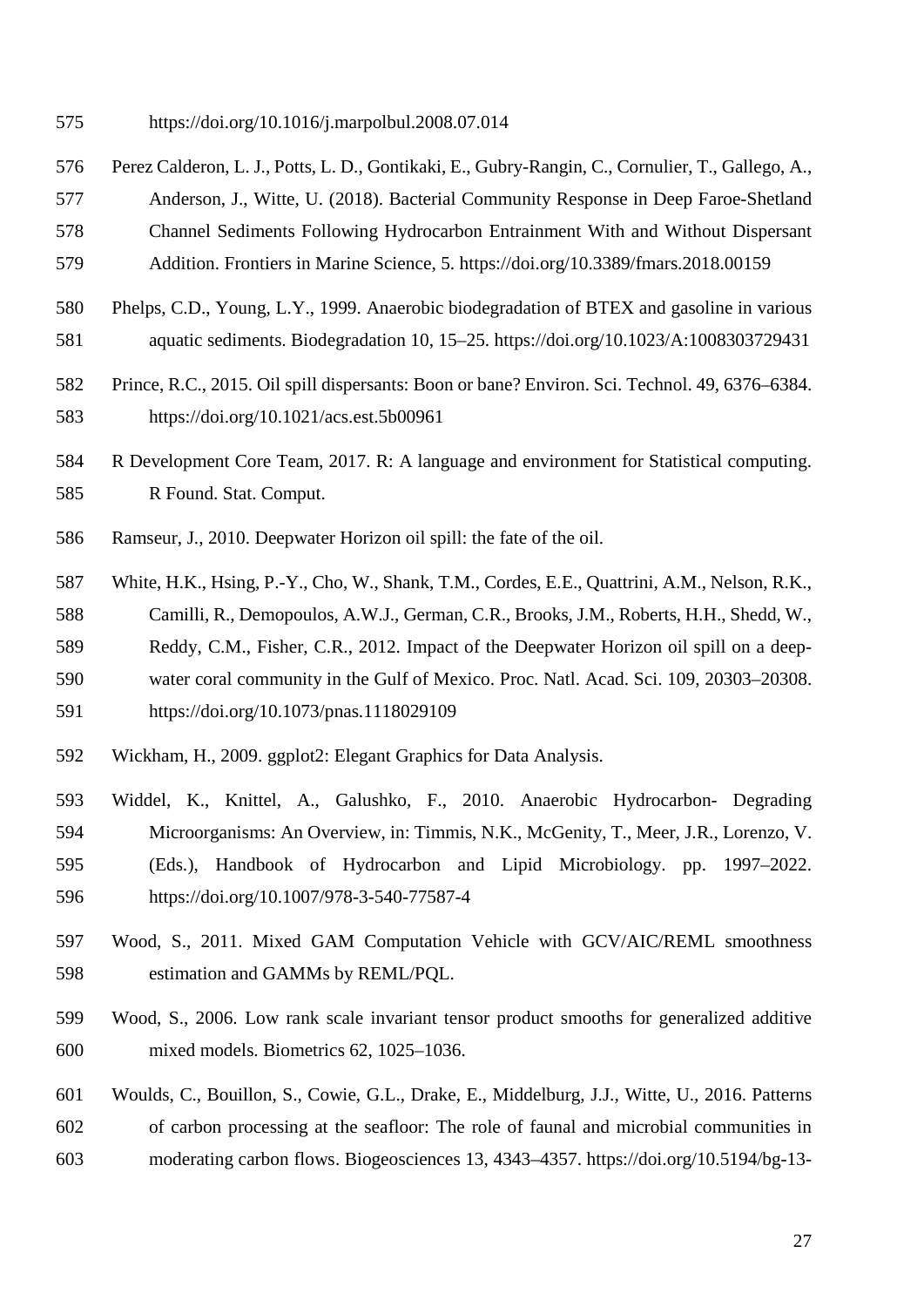https://doi.org/10.1016/j.marpolbul.2008.07.014

Perez Calderon, L. J., Potts, L. D., Gontikaki, E., Gubry-Rangin, C., Cornulier, T., Gallego, A., Anderson, J., Witte, U. (2018). Bacterial Community Response in Deep Faroe-Shetland Channel Sediments Following Hydrocarbon Entrainment With and Without Dispersant Addition. Frontiers in Marine Science, 5. https://doi.org/10.3389/fmars.2018.00159

Phelps, C.D., Young, L.Y., 1999. Anaerobic biodegradation of BTEX and gasoline in various aquatic sediments. Biodegradation 10, 15–25. https://doi.org/10.1023/A:1008303729431

Prince, R.C., 2015. Oil spill dispersants: Boon or bane? Environ. Sci. Technol. 49, 6376–6384. https://doi.org/10.1021/acs.est.5b00961

R Development Core Team, 2017. R: A language and environment for Statistical computing. R Found. Stat. Comput.

Ramseur, J., 2010. Deepwater Horizon oil spill: the fate of the oil.

White, H.K., Hsing, P.-Y., Cho, W., Shank, T.M., Cordes, E.E., Quattrini, A.M., Nelson, R.K., Camilli, R., Demopoulos, A.W.J., German, C.R., Brooks, J.M., Roberts, H.H., Shedd, W., Reddy, C.M., Fisher, C.R., 2012. Impact of the Deepwater Horizon oil spill on a deep-water coral community in the Gulf of Mexico. Proc. Natl. Acad. Sci. 109, 20303–20308. https://doi.org/10.1073/pnas.1118029109

Wickham, H., 2009. ggplot2: Elegant Graphics for Data Analysis.

Widdel, K., Knittel, A., Galushko, F., 2010. Anaerobic Hydrocarbon- Degrading Microorganisms: An Overview, in: Timmis, N.K., McGenity, T., Meer, J.R., Lorenzo, V. (Eds.), Handbook of Hydrocarbon and Lipid Microbiology. pp. 1997–2022. https://doi.org/10.1007/978-3-540-77587-4

Wood, S., 2011. Mixed GAM Computation Vehicle with GCV/AIC/REML smoothness estimation and GAMMs by REML/PQL.

Wood, S., 2006. Low rank scale invariant tensor product smooths for generalized additive mixed models. Biometrics 62, 1025–1036.

Woulds, C., Bouillon, S., Cowie, G.L., Drake, E., Middelburg, J.J., Witte, U., 2016. Patterns of carbon processing at the seafloor: The role of faunal and microbial communities in moderating carbon flows. Biogeosciences 13, 4343–4357. https://doi.org/10.5194/bg-13-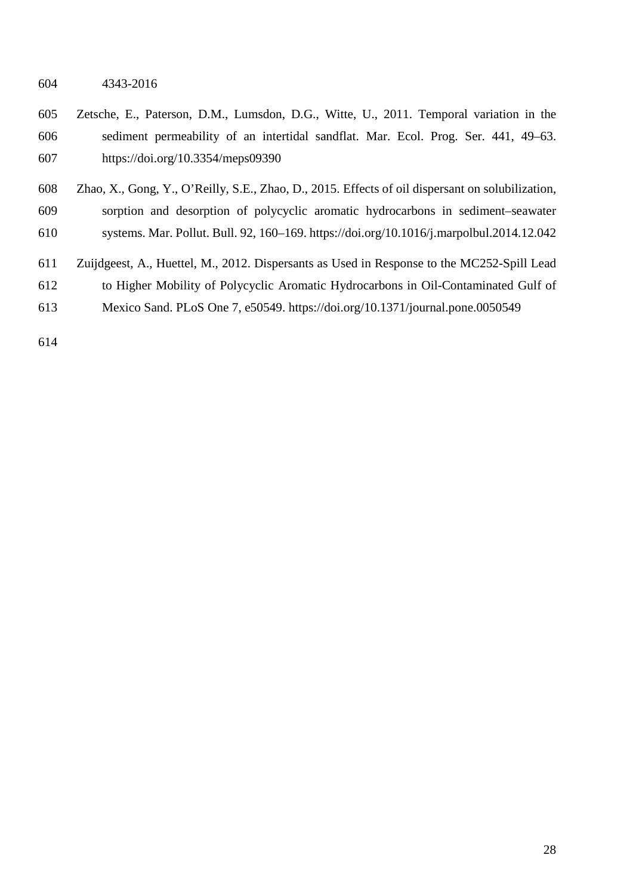4343-2016

Zetsche, E., Paterson, D.M., Lumsdon, D.G., Witte, U., 2011. Temporal variation in the sediment permeability of an intertidal sandflat. Mar. Ecol. Prog. Ser. 441, 49–63. https://doi.org/10.3354/meps09390

Zhao, X., Gong, Y., O'Reilly, S.E., Zhao, D., 2015. Effects of oil dispersant on solubilization, sorption and desorption of polycyclic aromatic hydrocarbons in sediment–seawater systems. Mar. Pollut. Bull. 92, 160–169. https://doi.org/10.1016/j.marpolbul.2014.12.042

Zuijdgeest, A., Huettel, M., 2012. Dispersants as Used in Response to the MC252-Spill Lead to Higher Mobility of Polycyclic Aromatic Hydrocarbons in Oil-Contaminated Gulf of Mexico Sand. PLoS One 7, e50549. https://doi.org/10.1371/journal.pone.0050549